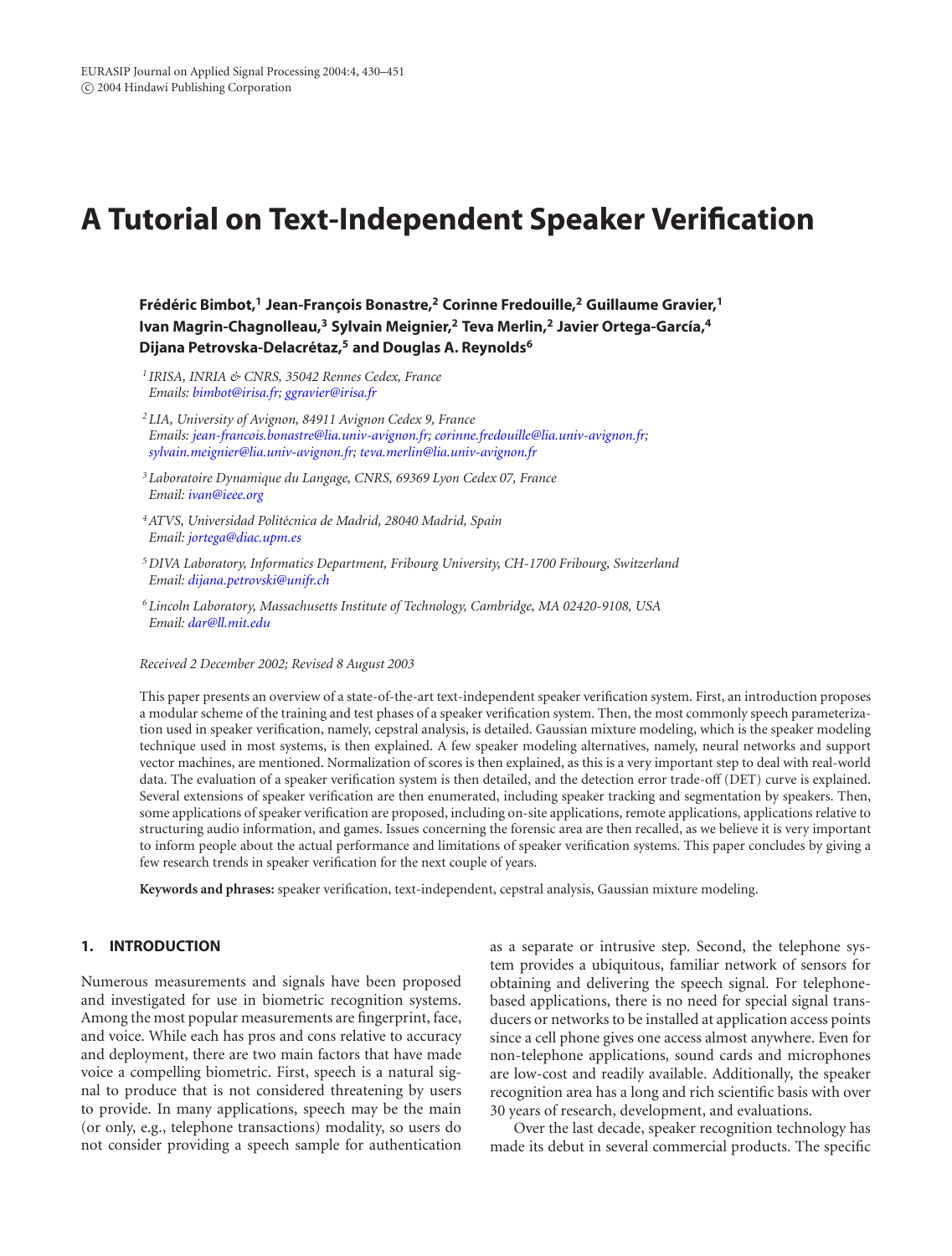# A Tutorial on Text-Independent Speaker Verification

**Frédéric Bimbot,[1] Jean-François Bonastre,[2] Corinne Fredouille,[2] Guillaume Gravier,[1] Ivan Magrin-Chagnolleau,[3] Sylvain Meignier,[2] Teva Merlin,[2] Javier Ortega-García,[4] Dijana Petrovska-Delacrétaz,[5] and Douglas A. Reynolds[6]**

[1] *IRISA, INRIA & CNRS, 35042 Rennes Cedex, France*
*Emails: bimbot@irisa.fr; ggravier@irisa.fr*

[2] *LIA, University of Avignon, 84911 Avignon Cedex 9, France*
*Emails: jean-francois.bonastre@lia.univ-avignon.fr; corinne.fredouille@lia.univ-avignon.fr; sylvain.meignier@lia.univ-avignon.fr; teva.merlin@lia.univ-avignon.fr*

[3] *Laboratoire Dynamique du Langage, CNRS, 69369 Lyon Cedex 07, France*
*Email: ivan@ieee.org*

[4] *ATVS, Universidad Politécnica de Madrid, 28040 Madrid, Spain*
*Email: jortega@diac.upm.es*

[5] *DIVA Laboratory, Informatics Department, Fribourg University, CH-1700 Fribourg, Switzerland*
*Email: dijana.petrovski@unifr.ch*

[6] *Lincoln Laboratory, Massachusetts Institute of Technology, Cambridge, MA 02420-9108, USA*
*Email: dar@ll.mit.edu*

*Received 2 December 2002; Revised 8 August 2003*

This paper presents an overview of a state-of-the-art text-independent speaker verification system. First, an introduction proposes a modular scheme of the training and test phases of a speaker verification system. Then, the most commonly speech parameterization used in speaker verification, namely, cepstral analysis, is detailed. Gaussian mixture modeling, which is the speaker modeling technique used in most systems, is then explained. A few speaker modeling alternatives, namely, neural networks and support vector machines, are mentioned. Normalization of scores is then explained, as this is a very important step to deal with real-world data. The evaluation of a speaker verification system is then detailed, and the detection error trade-off (DET) curve is explained. Several extensions of speaker verification are then enumerated, including speaker tracking and segmentation by speakers. Then, some applications of speaker verification are proposed, including on-site applications, remote applications, applications relative to structuring audio information, and games. Issues concerning the forensic area are then recalled, as we believe it is very important to inform people about the actual performance and limitations of speaker verification systems. This paper concludes by giving a few research trends in speaker verification for the next couple of years.

**Keywords and phrases:** speaker verification, text-independent, cepstral analysis, Gaussian mixture modeling.

## 1. INTRODUCTION

Numerous measurements and signals have been proposed and investigated for use in biometric recognition systems. Among the most popular measurements are fingerprint, face, and voice. While each has pros and cons relative to accuracy and deployment, there are two main factors that have made voice a compelling biometric. First, speech is a natural signal to produce that is not considered threatening by users to provide. In many applications, speech may be the main (or only, e.g., telephone transactions) modality, so users do not consider providing a speech sample for authentication as a separate or intrusive step. Second, the telephone system provides a ubiquitous, familiar network of sensors for obtaining and delivering the speech signal. For telephone-based applications, there is no need for special signal transducers or networks to be installed at application access points since a cell phone gives one access almost anywhere. Even for non-telephone applications, sound cards and microphones are low-cost and readily available. Additionally, the speaker recognition area has a long and rich scientific basis with over 30 years of research, development, and evaluations.

Over the last decade, speaker recognition technology has made its debut in several commercial products. The specific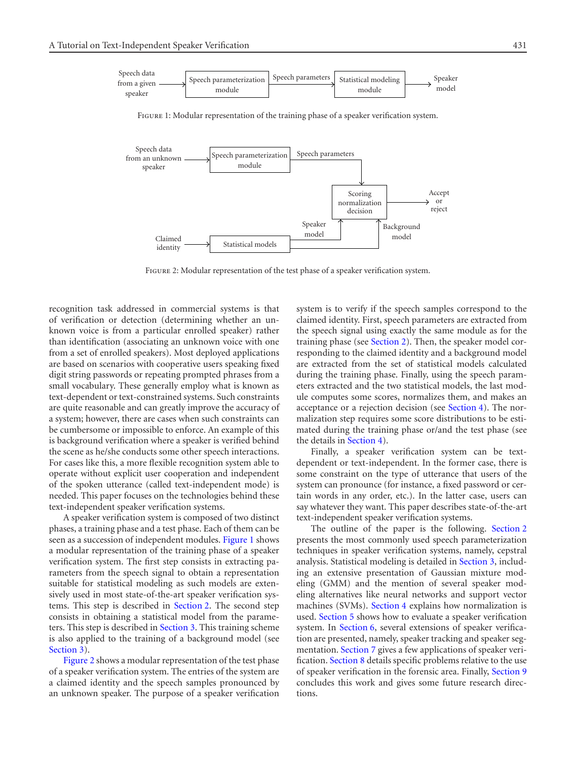FIGURE 1: Modular representation of the training phase of a speaker verification system.

FIGURE 2: Modular representation of the test phase of a speaker verification system.

recognition task addressed in commercial systems is that of verification or detection (determining whether an unknown voice is from a particular enrolled speaker) rather than identification (associating an unknown voice with one from a set of enrolled speakers). Most deployed applications are based on scenarios with cooperative users speaking fixed digit string passwords or repeating prompted phrases from a small vocabulary. These generally employ what is known as text-dependent or text-constrained systems. Such constraints are quite reasonable and can greatly improve the accuracy of a system; however, there are cases when such constraints can be cumbersome or impossible to enforce. An example of this is background verification where a speaker is verified behind the scene as he/she conducts some other speech interactions. For cases like this, a more flexible recognition system able to operate without explicit user cooperation and independent of the spoken utterance (called text-independent mode) is needed. This paper focuses on the technologies behind these text-independent speaker verification systems.

A speaker verification system is composed of two distinct phases, a training phase and a test phase. Each of them can be seen as a succession of independent modules. Figure 1 shows a modular representation of the training phase of a speaker verification system. The first step consists in extracting parameters from the speech signal to obtain a representation suitable for statistical modeling as such models are extensively used in most state-of-the-art speaker verification systems. This step is described in Section 2. The second step consists in obtaining a statistical model from the parameters. This step is described in Section 3. This training scheme is also applied to the training of a background model (see Section 3).

Figure 2 shows a modular representation of the test phase of a speaker verification system. The entries of the system are a claimed identity and the speech samples pronounced by an unknown speaker. The purpose of a speaker verification system is to verify if the speech samples correspond to the claimed identity. First, speech parameters are extracted from the speech signal using exactly the same module as for the training phase (see Section 2). Then, the speaker model corresponding to the claimed identity and a background model are extracted from the set of statistical models calculated during the training phase. Finally, using the speech parameters extracted and the two statistical models, the last module computes some scores, normalizes them, and makes an acceptance or a rejection decision (see Section 4). The normalization step requires some score distributions to be estimated during the training phase or/and the test phase (see the details in Section 4).

Finally, a speaker verification system can be text-dependent or text-independent. In the former case, there is some constraint on the type of utterance that users of the system can pronounce (for instance, a fixed password or certain words in any order, etc.). In the latter case, users can say whatever they want. This paper describes state-of-the-art text-independent speaker verification systems.

The outline of the paper is the following. Section 2 presents the most commonly used speech parameterization techniques in speaker verification systems, namely, cepstral analysis. Statistical modeling is detailed in Section 3, including an extensive presentation of Gaussian mixture modeling (GMM) and the mention of several speaker modeling alternatives like neural networks and support vector machines (SVMs). Section 4 explains how normalization is used. Section 5 shows how to evaluate a speaker verification system. In Section 6, several extensions of speaker verification are presented, namely, speaker tracking and speaker segmentation. Section 7 gives a few applications of speaker verification. Section 8 details specific problems relative to the use of speaker verification in the forensic area. Finally, Section 9 concludes this work and gives some future research directions.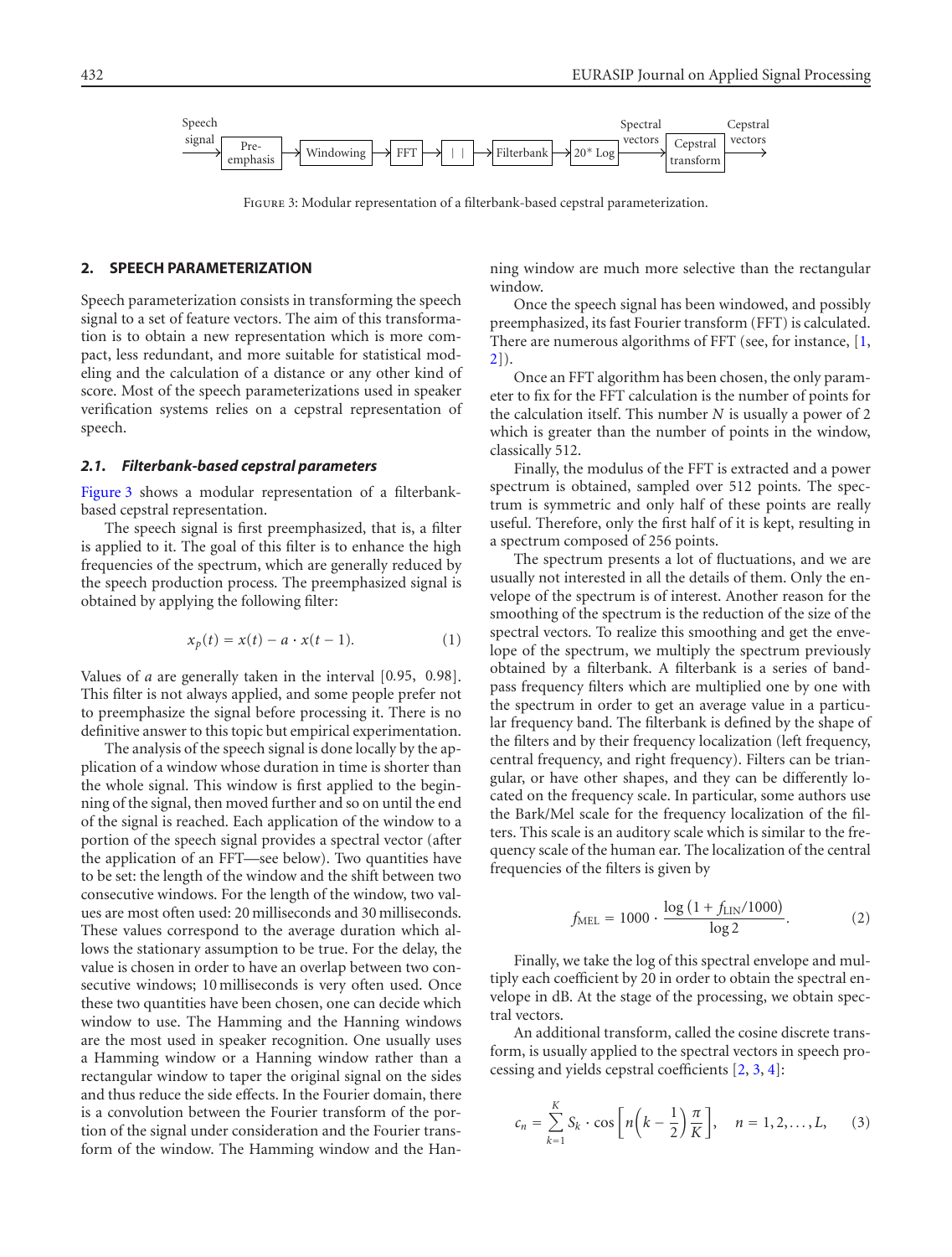Speech signal → Pre-emphasis → Windowing → FFT → | | → Filterbank → 20* Log → Spectral vectors → Cepstral transform → Cepstral vectors

Figure 3: Modular representation of a filterbank-based cepstral parameterization.

## 2. SPEECH PARAMETERIZATION

Speech parameterization consists in transforming the speech signal to a set of feature vectors. The aim of this transformation is to obtain a new representation which is more compact, less redundant, and more suitable for statistical modeling and the calculation of a distance or any other kind of score. Most of the speech parameterizations used in speaker verification systems relies on a cepstral representation of speech.

### 2.1. Filterbank-based cepstral parameters

Figure 3 shows a modular representation of a filterbank-based cepstral representation.

The speech signal is first preemphasized, that is, a filter is applied to it. The goal of this filter is to enhance the high frequencies of the spectrum, which are generally reduced by the speech production process. The preemphasized signal is obtained by applying the following filter:

$$x_p(t) = x(t) - a \cdot x(t-1). \tag{1}$$

Values of $a$ are generally taken in the interval $[0.95, 0.98]$. This filter is not always applied, and some people prefer not to preemphasize the signal before processing it. There is no definitive answer to this topic but empirical experimentation.

The analysis of the speech signal is done locally by the application of a window whose duration in time is shorter than the whole signal. This window is first applied to the beginning of the signal, then moved further and so on until the end of the signal is reached. Each application of the window to a portion of the speech signal provides a spectral vector (after the application of an FFT—see below). Two quantities have to be set: the length of the window and the shift between two consecutive windows. For the length of the window, two values are most often used: 20 milliseconds and 30 milliseconds. These values correspond to the average duration which allows the stationary assumption to be true. For the delay, the value is chosen in order to have an overlap between two consecutive windows; 10 milliseconds is very often used. Once these two quantities have been chosen, one can decide which window to use. The Hamming and the Hanning windows are the most used in speaker recognition. One usually uses a Hamming window or a Hanning window rather than a rectangular window to taper the original signal on the sides and thus reduce the side effects. In the Fourier domain, there is a convolution between the Fourier transform of the portion of the signal under consideration and the Fourier transform of the window. The Hamming window and the Hanning window are much more selective than the rectangular window.

Once the speech signal has been windowed, and possibly preemphasized, its fast Fourier transform (FFT) is calculated. There are numerous algorithms of FFT (see, for instance, [1, 2]).

Once an FFT algorithm has been chosen, the only parameter to fix for the FFT calculation is the number of points for the calculation itself. This number $N$ is usually a power of 2 which is greater than the number of points in the window, classically 512.

Finally, the modulus of the FFT is extracted and a power spectrum is obtained, sampled over 512 points. The spectrum is symmetric and only half of these points are really useful. Therefore, only the first half of it is kept, resulting in a spectrum composed of 256 points.

The spectrum presents a lot of fluctuations, and we are usually not interested in all the details of them. Only the envelope of the spectrum is of interest. Another reason for the smoothing of the spectrum is the reduction of the size of the spectral vectors. To realize this smoothing and get the envelope of the spectrum, we multiply the spectrum previously obtained by a filterbank. A filterbank is a series of bandpass frequency filters which are multiplied one by one with the spectrum in order to get an average value in a particular frequency band. The filterbank is defined by the shape of the filters and by their frequency localization (left frequency, central frequency, and right frequency). Filters can be triangular, or have other shapes, and they can be differently located on the frequency scale. In particular, some authors use the Bark/Mel scale for the frequency localization of the filters. This scale is an auditory scale which is similar to the frequency scale of the human ear. The localization of the central frequencies of the filters is given by

$$f_{\text{MEL}} = 1000 \cdot \frac{\log\left(1 + f_{\text{LIN}}/1000\right)}{\log 2}. \tag{2}$$

Finally, we take the log of this spectral envelope and multiply each coefficient by 20 in order to obtain the spectral envelope in dB. At the stage of the processing, we obtain spectral vectors.

An additional transform, called the cosine discrete transform, is usually applied to the spectral vectors in speech processing and yields cepstral coefficients [2, 3, 4]:

$$c_n = \sum_{k=1}^{K} S_k \cdot \cos\left[n\left(k - \frac{1}{2}\right)\frac{\pi}{K}\right], \quad n = 1, 2, \ldots, L, \tag{3}$$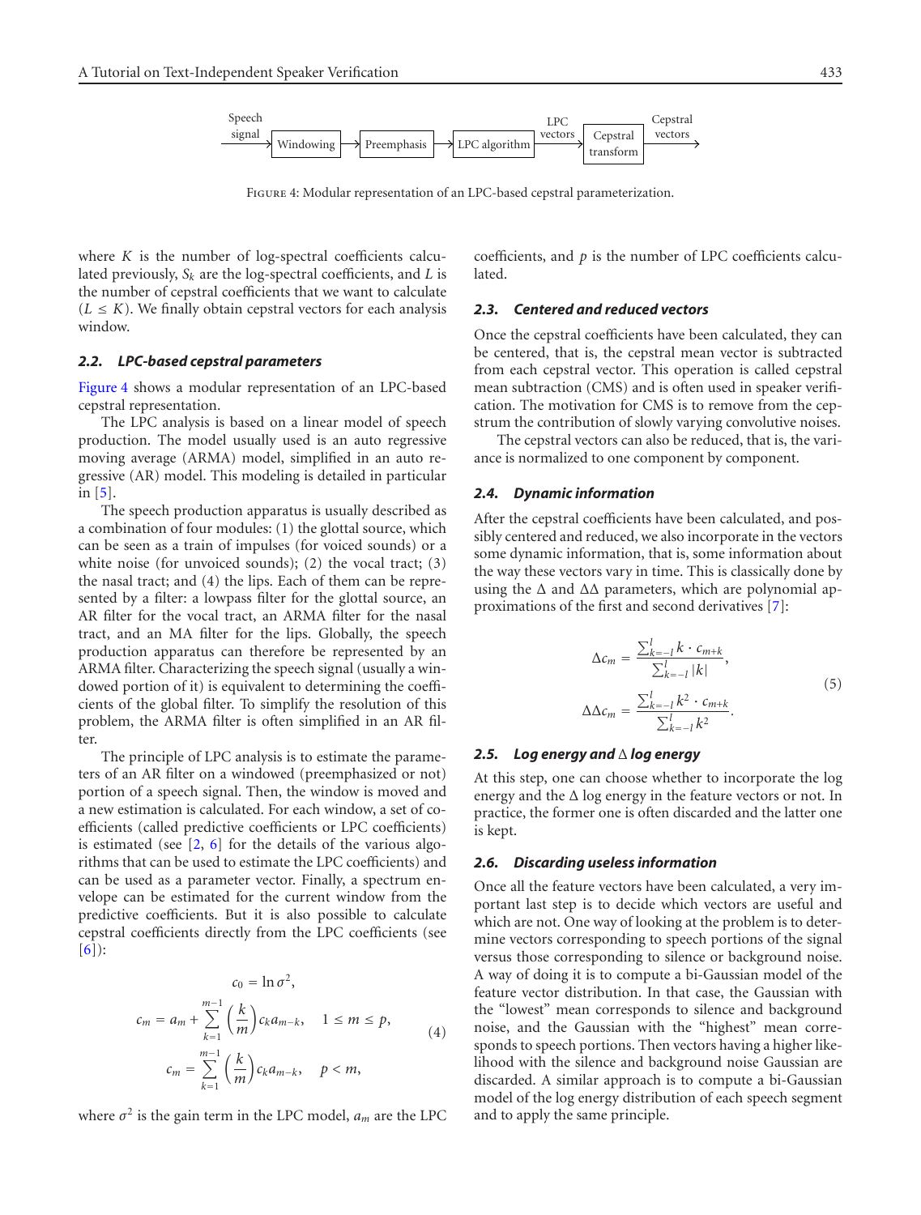Speech signal → Windowing → Preemphasis → LPC algorithm → LPC vectors → Cepstral transform → Cepstral vectors

Figure 4: Modular representation of an LPC-based cepstral parameterization.

where $K$ is the number of log-spectral coefficients calculated previously, $S_k$ are the log-spectral coefficients, and $L$ is the number of cepstral coefficients that we want to calculate ($L \leq K$). We finally obtain cepstral vectors for each analysis window.

### 2.2. LPC-based cepstral parameters

Figure 4 shows a modular representation of an LPC-based cepstral representation.

The LPC analysis is based on a linear model of speech production. The model usually used is an auto regressive moving average (ARMA) model, simplified in an auto regressive (AR) model. This modeling is detailed in particular in [5].

The speech production apparatus is usually described as a combination of four modules: (1) the glottal source, which can be seen as a train of impulses (for voiced sounds) or a white noise (for unvoiced sounds); (2) the vocal tract; (3) the nasal tract; and (4) the lips. Each of them can be represented by a filter: a lowpass filter for the glottal source, an AR filter for the vocal tract, an ARMA filter for the nasal tract, and an MA filter for the lips. Globally, the speech production apparatus can therefore be represented by an ARMA filter. Characterizing the speech signal (usually a windowed portion of it) is equivalent to determining the coefficients of the global filter. To simplify the resolution of this problem, the ARMA filter is often simplified in an AR filter.

The principle of LPC analysis is to estimate the parameters of an AR filter on a windowed (preemphasized or not) portion of a speech signal. Then, the window is moved and a new estimation is calculated. For each window, a set of coefficients (called predictive coefficients or LPC coefficients) is estimated (see [2, 6] for the details of the various algorithms that can be used to estimate the LPC coefficients) and can be used as a parameter vector. Finally, a spectrum envelope can be estimated for the current window from the predictive coefficients. But it is also possible to calculate cepstral coefficients directly from the LPC coefficients (see [6]):

$$
\begin{aligned}
c_0 &= \ln \sigma^2, \\
c_m &= a_m + \sum_{k=1}^{m-1} \left(\frac{k}{m}\right) c_k a_{m-k}, \quad 1 \leq m \leq p, \\
c_m &= \sum_{k=1}^{m-1} \left(\frac{k}{m}\right) c_k a_{m-k}, \quad p < m,
\end{aligned}
\tag{4}
$$

where $\sigma^2$ is the gain term in the LPC model, $a_m$ are the LPC coefficients, and $p$ is the number of LPC coefficients calculated.

### 2.3. Centered and reduced vectors

Once the cepstral coefficients have been calculated, they can be centered, that is, the cepstral mean vector is subtracted from each cepstral vector. This operation is called cepstral mean subtraction (CMS) and is often used in speaker verification. The motivation for CMS is to remove from the cepstrum the contribution of slowly varying convolutive noises.

The cepstral vectors can also be reduced, that is, the variance is normalized to one component by component.

### 2.4. Dynamic information

After the cepstral coefficients have been calculated, and possibly centered and reduced, we also incorporate in the vectors some dynamic information, that is, some information about the way these vectors vary in time. This is classically done by using the $\Delta$ and $\Delta\Delta$ parameters, which are polynomial approximations of the first and second derivatives [7]:

$$
\begin{aligned}
\Delta c_m &= \frac{\sum_{k=-l}^{l} k \cdot c_{m+k}}{\sum_{k=-l}^{l} |k|}, \\
\Delta\Delta c_m &= \frac{\sum_{k=-l}^{l} k^2 \cdot c_{m+k}}{\sum_{k=-l}^{l} k^2}.
\end{aligned}
\tag{5}
$$

### 2.5. Log energy and $\Delta$ log energy

At this step, one can choose whether to incorporate the log energy and the $\Delta$ log energy in the feature vectors or not. In practice, the former one is often discarded and the latter one is kept.

### 2.6. Discarding useless information

Once all the feature vectors have been calculated, a very important last step is to decide which vectors are useful and which are not. One way of looking at the problem is to determine vectors corresponding to speech portions of the signal versus those corresponding to silence or background noise. A way of doing it is to compute a bi-Gaussian model of the feature vector distribution. In that case, the Gaussian with the "lowest" mean corresponds to silence and background noise, and the Gaussian with the "highest" mean corresponds to speech portions. Then vectors having a higher likelihood with the silence and background noise Gaussian are discarded. A similar approach is to compute a bi-Gaussian model of the log energy distribution of each speech segment and to apply the same principle.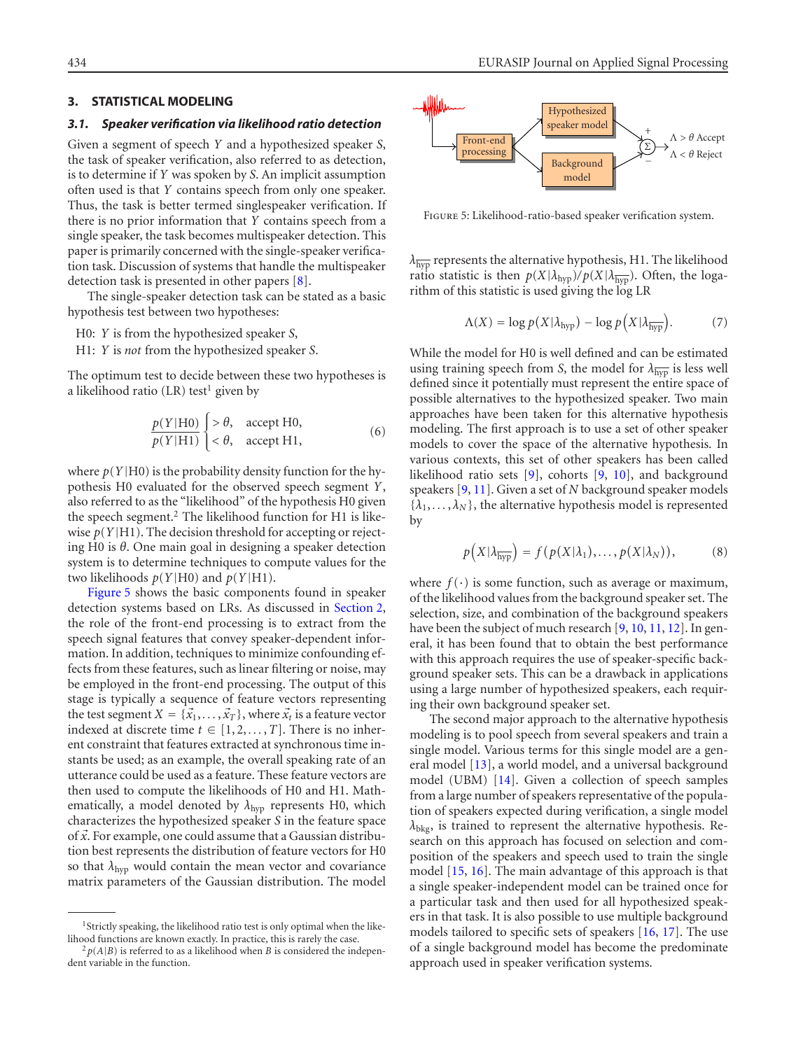## 3. STATISTICAL MODELING

### 3.1. *Speaker verification via likelihood ratio detection*

Given a segment of speech $Y$ and a hypothesized speaker $S$, the task of speaker verification, also referred to as detection, is to determine if $Y$ was spoken by $S$. An implicit assumption often used is that $Y$ contains speech from only one speaker. Thus, the task is better termed singlespeaker verification. If there is no prior information that $Y$ contains speech from a single speaker, the task becomes multispeaker detection. This paper is primarily concerned with the single-speaker verification task. Discussion of systems that handle the multispeaker detection task is presented in other papers [8].

The single-speaker detection task can be stated as a basic hypothesis test between two hypotheses:

H0: $Y$ is from the hypothesized speaker $S$,
H1: $Y$ is *not* from the hypothesized speaker $S$.

The optimum test to decide between these two hypotheses is a likelihood ratio (LR) test[1] given by

$$\frac{p(Y|\text{H0})}{p(Y|\text{H1})} \begin{cases} > \theta, & \text{accept H0,} \\ < \theta, & \text{accept H1,} \end{cases} \tag{6}$$

where $p(Y|\text{H0})$ is the probability density function for the hypothesis H0 evaluated for the observed speech segment $Y$, also referred to as the "likelihood" of the hypothesis H0 given the speech segment.[2] The likelihood function for H1 is likewise $p(Y|\text{H1})$. The decision threshold for accepting or rejecting H0 is $\theta$. One main goal in designing a speaker detection system is to determine techniques to compute values for the two likelihoods $p(Y|\text{H0})$ and $p(Y|\text{H1})$.

Figure 5 shows the basic components found in speaker detection systems based on LRs. As discussed in Section 2, the role of the front-end processing is to extract from the speech signal features that convey speaker-dependent information. In addition, techniques to minimize confounding effects from these features, such as linear filtering or noise, may be employed in the front-end processing. The output of this stage is typically a sequence of feature vectors representing the test segment $X = \{\vec{x}_1, \dots, \vec{x}_T\}$, where $\vec{x}_t$ is a feature vector indexed at discrete time $t \in [1, 2, \dots, T]$. There is no inherent constraint that features extracted at synchronous time instants be used; as an example, the overall speaking rate of an utterance could be used as a feature. These feature vectors are then used to compute the likelihoods of H0 and H1. Mathematically, a model denoted by $\lambda_{\text{hyp}}$ represents H0, which characterizes the hypothesized speaker $S$ in the feature space of $\vec{x}$. For example, one could assume that a Gaussian distribution best represents the distribution of feature vectors for H0 so that $\lambda_{\text{hyp}}$ would contain the mean vector and covariance matrix parameters of the Gaussian distribution. The model $\lambda_{\overline{\text{hyp}}}$ represents the alternative hypothesis, H1. The likelihood ratio statistic is then $p(X|\lambda_{\text{hyp}})/p(X|\lambda_{\overline{\text{hyp}}})$. Often, the logarithm of this statistic is used giving the log LR

Figure 5: Likelihood-ratio-based speaker verification system.

$$\Lambda(X) = \log p(X|\lambda_{\text{hyp}}) - \log p\left(X|\lambda_{\overline{\text{hyp}}}\right). \tag{7}$$

While the model for H0 is well defined and can be estimated using training speech from $S$, the model for $\lambda_{\overline{\text{hyp}}}$ is less well defined since it potentially must represent the entire space of possible alternatives to the hypothesized speaker. Two main approaches have been taken for this alternative hypothesis modeling. The first approach is to use a set of other speaker models to cover the space of the alternative hypothesis. In various contexts, this set of other speakers has been called likelihood ratio sets [9], cohorts [9, 10], and background speakers [9, 11]. Given a set of $N$ background speaker models $\{\lambda_1, \dots, \lambda_N\}$, the alternative hypothesis model is represented by

$$p\left(X|\lambda_{\overline{\text{hyp}}}\right) = f\left(p(X|\lambda_1), \dots, p(X|\lambda_N)\right), \tag{8}$$

where $f(\cdot)$ is some function, such as average or maximum, of the likelihood values from the background speaker set. The selection, size, and combination of the background speakers have been the subject of much research [9, 10, 11, 12]. In general, it has been found that to obtain the best performance with this approach requires the use of speaker-specific background speaker sets. This can be a drawback in applications using a large number of hypothesized speakers, each requiring their own background speaker set.

The second major approach to the alternative hypothesis modeling is to pool speech from several speakers and train a single model. Various terms for this single model are a general model [13], a world model, and a universal background model (UBM) [14]. Given a collection of speech samples from a large number of speakers representative of the population of speakers expected during verification, a single model $\lambda_{\text{bkg}}$, is trained to represent the alternative hypothesis. Research on this approach has focused on selection and composition of the speakers and speech used to train the single model [15, 16]. The main advantage of this approach is that a single speaker-independent model can be trained once for a particular task and then used for all hypothesized speakers in that task. It is also possible to use multiple background models tailored to specific sets of speakers [16, 17]. The use of a single background model has become the predominate approach used in speaker verification systems.

---

[1] Strictly speaking, the likelihood ratio test is only optimal when the likelihood functions are known exactly. In practice, this is rarely the case.

[2] $p(A|B)$ is referred to as a likelihood when $B$ is considered the independent variable in the function.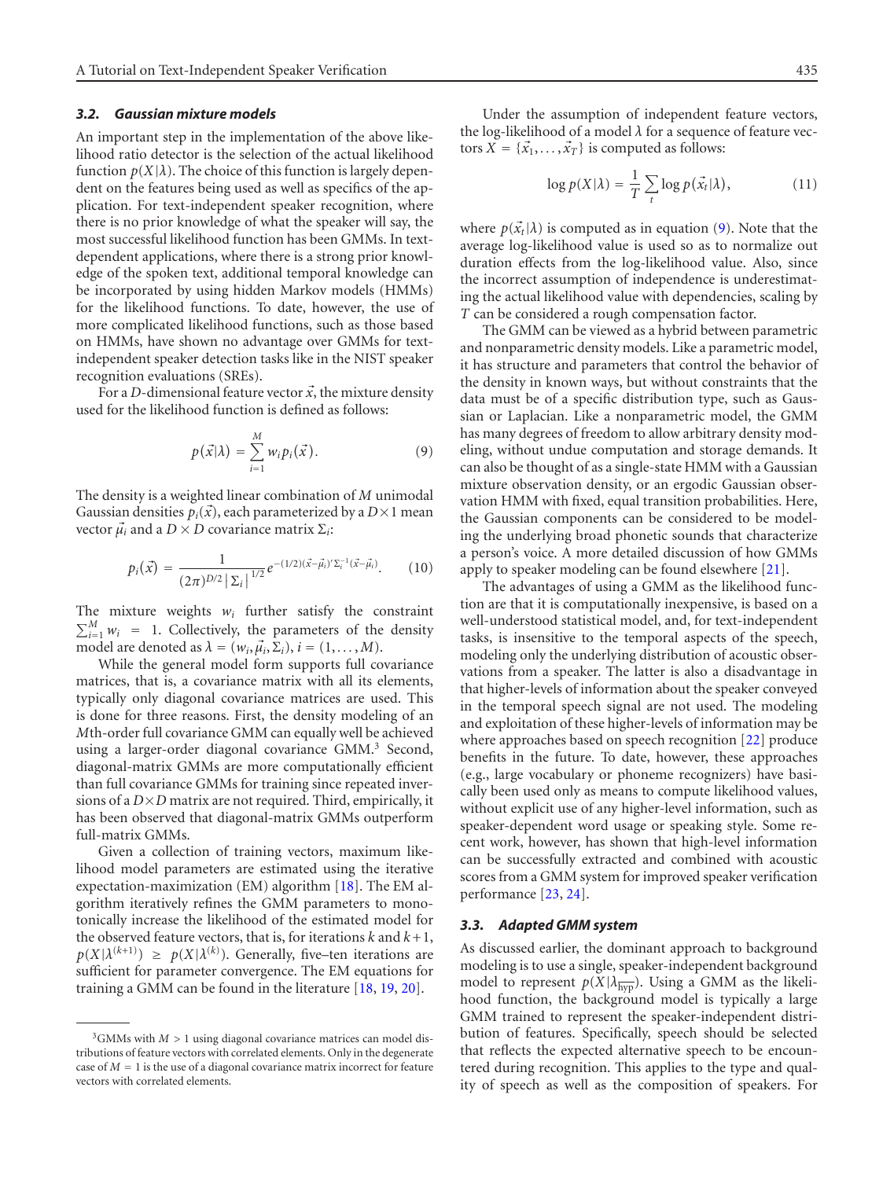### 3.2. Gaussian mixture models

An important step in the implementation of the above likelihood ratio detector is the selection of the actual likelihood function $p(X|\lambda)$. The choice of this function is largely dependent on the features being used as well as specifics of the application. For text-independent speaker recognition, where there is no prior knowledge of what the speaker will say, the most successful likelihood function has been GMMs. In text-dependent applications, where there is a strong prior knowledge of the spoken text, additional temporal knowledge can be incorporated by using hidden Markov models (HMMs) for the likelihood functions. To date, however, the use of more complicated likelihood functions, such as those based on HMMs, have shown no advantage over GMMs for text-independent speaker detection tasks like in the NIST speaker recognition evaluations (SREs).

For a $D$-dimensional feature vector $\vec{x}$, the mixture density used for the likelihood function is defined as follows:

$$p(\vec{x}|\lambda) = \sum_{i=1}^{M} w_i p_i(\vec{x}). \tag{9}$$

The density is a weighted linear combination of $M$ unimodal Gaussian densities $p_i(\vec{x})$, each parameterized by a $D\times 1$ mean vector $\vec{\mu}_i$ and a $D \times D$ covariance matrix $\Sigma_i$:

$$p_i(\vec{x}) = \frac{1}{(2\pi)^{D/2}\left|\Sigma_i\right|^{1/2}} e^{-(1/2)(\vec{x}-\vec{\mu}_i)'\Sigma_i^{-1}(\vec{x}-\vec{\mu}_i)}. \tag{10}$$

The mixture weights $w_i$ further satisfy the constraint $\sum_{i=1}^{M} w_i = 1$. Collectively, the parameters of the density model are denoted as $\lambda = (w_i, \vec{\mu}_i, \Sigma_i)$, $i = (1, \dots, M)$.

While the general model form supports full covariance matrices, that is, a covariance matrix with all its elements, typically only diagonal covariance matrices are used. This is done for three reasons. First, the density modeling of an $M$th-order full covariance GMM can equally well be achieved using a larger-order diagonal covariance GMM.[3] Second, diagonal-matrix GMMs are more computationally efficient than full covariance GMMs for training since repeated inversions of a $D\times D$ matrix are not required. Third, empirically, it has been observed that diagonal-matrix GMMs outperform full-matrix GMMs.

Given a collection of training vectors, maximum likelihood model parameters are estimated using the iterative expectation-maximization (EM) algorithm [18]. The EM algorithm iteratively refines the GMM parameters to monotonically increase the likelihood of the estimated model for the observed feature vectors, that is, for iterations $k$ and $k+1$, $p(X|\lambda^{(k+1)}) \geq p(X|\lambda^{(k)})$. Generally, five–ten iterations are sufficient for parameter convergence. The EM equations for training a GMM can be found in the literature [18, 19, 20].

Under the assumption of independent feature vectors, the log-likelihood of a model $\lambda$ for a sequence of feature vectors $X = \{\vec{x}_1, \dots, \vec{x}_T\}$ is computed as follows:

$$\log p(X|\lambda) = \frac{1}{T}\sum_{t} \log p(\vec{x}_t|\lambda), \tag{11}$$

where $p(\vec{x}_t|\lambda)$ is computed as in equation (9). Note that the average log-likelihood value is used so as to normalize out duration effects from the log-likelihood value. Also, since the incorrect assumption of independence is underestimating the actual likelihood value with dependencies, scaling by $T$ can be considered a rough compensation factor.

The GMM can be viewed as a hybrid between parametric and nonparametric density models. Like a parametric model, it has structure and parameters that control the behavior of the density in known ways, but without constraints that the data must be of a specific distribution type, such as Gaussian or Laplacian. Like a nonparametric model, the GMM has many degrees of freedom to allow arbitrary density modeling, without undue computation and storage demands. It can also be thought of as a single-state HMM with a Gaussian mixture observation density, or an ergodic Gaussian observation HMM with fixed, equal transition probabilities. Here, the Gaussian components can be considered to be modeling the underlying broad phonetic sounds that characterize a person's voice. A more detailed discussion of how GMMs apply to speaker modeling can be found elsewhere [21].

The advantages of using a GMM as the likelihood function are that it is computationally inexpensive, is based on a well-understood statistical model, and, for text-independent tasks, is insensitive to the temporal aspects of the speech, modeling only the underlying distribution of acoustic observations from a speaker. The latter is also a disadvantage in that higher-levels of information about the speaker conveyed in the temporal speech signal are not used. The modeling and exploitation of these higher-levels of information may be where approaches based on speech recognition [22] produce benefits in the future. To date, however, these approaches (e.g., large vocabulary or phoneme recognizers) have basically been used only as means to compute likelihood values, without explicit use of any higher-level information, such as speaker-dependent word usage or speaking style. Some recent work, however, has shown that high-level information can be successfully extracted and combined with acoustic scores from a GMM system for improved speaker verification performance [23, 24].

### 3.3. Adapted GMM system

As discussed earlier, the dominant approach to background modeling is to use a single, speaker-independent background model to represent $p(X|\lambda_{\overline{\text{hyp}}})$. Using a GMM as the likelihood function, the background model is typically a large GMM trained to represent the speaker-independent distribution of features. Specifically, speech should be selected that reflects the expected alternative speech to be encountered during recognition. This applies to the type and quality of speech as well as the composition of speakers. For

[3] GMMs with $M > 1$ using diagonal covariance matrices can model distributions of feature vectors with correlated elements. Only in the degenerate case of $M = 1$ is the use of a diagonal covariance matrix incorrect for feature vectors with correlated elements.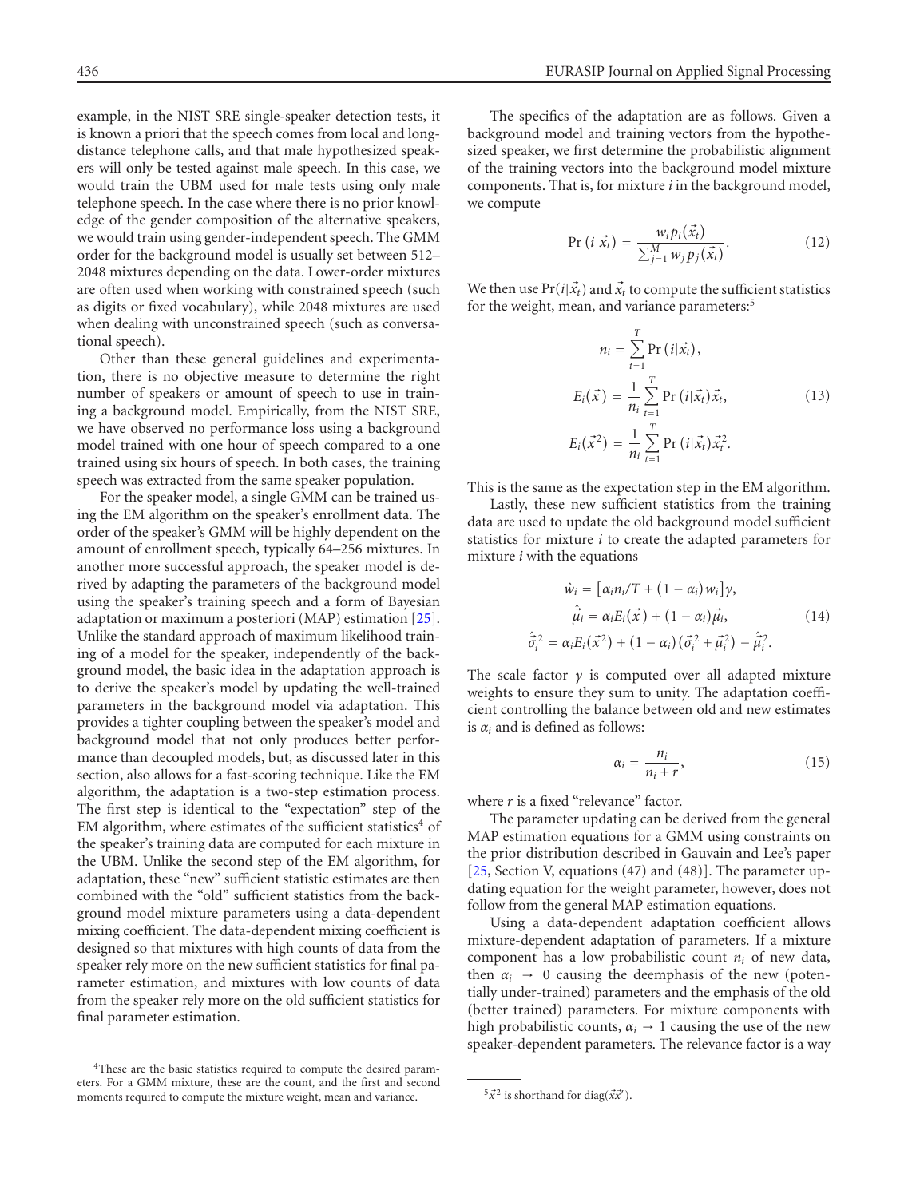example, in the NIST SRE single-speaker detection tests, it is known a priori that the speech comes from local and long-distance telephone calls, and that male hypothesized speakers will only be tested against male speech. In this case, we would train the UBM used for male tests using only male telephone speech. In the case where there is no prior knowledge of the gender composition of the alternative speakers, we would train using gender-independent speech. The GMM order for the background model is usually set between 512–2048 mixtures depending on the data. Lower-order mixtures are often used when working with constrained speech (such as digits or fixed vocabulary), while 2048 mixtures are used when dealing with unconstrained speech (such as conversational speech).

Other than these general guidelines and experimentation, there is no objective measure to determine the right number of speakers or amount of speech to use in training a background model. Empirically, from the NIST SRE, we have observed no performance loss using a background model trained with one hour of speech compared to a one trained using six hours of speech. In both cases, the training speech was extracted from the same speaker population.

For the speaker model, a single GMM can be trained using the EM algorithm on the speaker's enrollment data. The order of the speaker's GMM will be highly dependent on the amount of enrollment speech, typically 64–256 mixtures. In another more successful approach, the speaker model is derived by adapting the parameters of the background model using the speaker's training speech and a form of Bayesian adaptation or maximum a posteriori (MAP) estimation [25]. Unlike the standard approach of maximum likelihood training of a model for the speaker, independently of the background model, the basic idea in the adaptation approach is to derive the speaker's model by updating the well-trained parameters in the background model via adaptation. This provides a tighter coupling between the speaker's model and background model that not only produces better performance than decoupled models, but, as discussed later in this section, also allows for a fast-scoring technique. Like the EM algorithm, the adaptation is a two-step estimation process. The first step is identical to the "expectation" step of the EM algorithm, where estimates of the sufficient statistics[4] of the speaker's training data are computed for each mixture in the UBM. Unlike the second step of the EM algorithm, for adaptation, these "new" sufficient statistic estimates are then combined with the "old" sufficient statistics from the background model mixture parameters using a data-dependent mixing coefficient. The data-dependent mixing coefficient is designed so that mixtures with high counts of data from the speaker rely more on the new sufficient statistics for final parameter estimation, and mixtures with low counts of data from the speaker rely more on the old sufficient statistics for final parameter estimation.

The specifics of the adaptation are as follows. Given a background model and training vectors from the hypothesized speaker, we first determine the probabilistic alignment of the training vectors into the background model mixture components. That is, for mixture $i$ in the background model, we compute

$$\Pr(i|\vec{x}_t) = \frac{w_i p_i(\vec{x}_t)}{\sum_{j=1}^{M} w_j p_j(\vec{x}_t)}. \tag{12}$$

We then use $\Pr(i|\vec{x}_t)$ and $\vec{x}_t$ to compute the sufficient statistics for the weight, mean, and variance parameters:[5]

$$\begin{aligned} n_i &= \sum_{t=1}^{T} \Pr(i|\vec{x}_t), \\ E_i(\vec{x}) &= \frac{1}{n_i} \sum_{t=1}^{T} \Pr(i|\vec{x}_t)\vec{x}_t, \\ E_i(\vec{x}^2) &= \frac{1}{n_i} \sum_{t=1}^{T} \Pr(i|\vec{x}_t)\vec{x}_t^2. \end{aligned} \tag{13}$$

This is the same as the expectation step in the EM algorithm.

Lastly, these new sufficient statistics from the training data are used to update the old background model sufficient statistics for mixture $i$ to create the adapted parameters for mixture $i$ with the equations

$$\begin{aligned} \hat{w}_i &= \left[\alpha_i n_i / T + (1-\alpha_i) w_i\right]\gamma, \\ \hat{\vec{\mu}}_i &= \alpha_i E_i(\vec{x}) + (1-\alpha_i)\vec{\mu}_i, \\ \hat{\vec{\sigma}}_i^2 &= \alpha_i E_i(\vec{x}^2) + (1-\alpha_i)\left(\vec{\sigma}_i^2 + \vec{\mu}_i^2\right) - \hat{\vec{\mu}}_i^2. \end{aligned} \tag{14}$$

The scale factor $\gamma$ is computed over all adapted mixture weights to ensure they sum to unity. The adaptation coefficient controlling the balance between old and new estimates is $\alpha_i$ and is defined as follows:

$$\alpha_i = \frac{n_i}{n_i + r}, \tag{15}$$

where $r$ is a fixed "relevance" factor.

The parameter updating can be derived from the general MAP estimation equations for a GMM using constraints on the prior distribution described in Gauvain and Lee's paper [25, Section V, equations (47) and (48)]. The parameter updating equation for the weight parameter, however, does not follow from the general MAP estimation equations.

Using a data-dependent adaptation coefficient allows mixture-dependent adaptation of parameters. If a mixture component has a low probabilistic count $n_i$ of new data, then $\alpha_i \rightarrow 0$ causing the deemphasis of the new (potentially under-trained) parameters and the emphasis of the old (better trained) parameters. For mixture components with high probabilistic counts, $\alpha_i \rightarrow 1$ causing the use of the new speaker-dependent parameters. The relevance factor is a way

---

[4] These are the basic statistics required to compute the desired parameters. For a GMM mixture, these are the count, and the first and second moments required to compute the mixture weight, mean and variance.

[5] $\vec{x}^2$ is shorthand for $\operatorname{diag}(\vec{x}\vec{x}')$.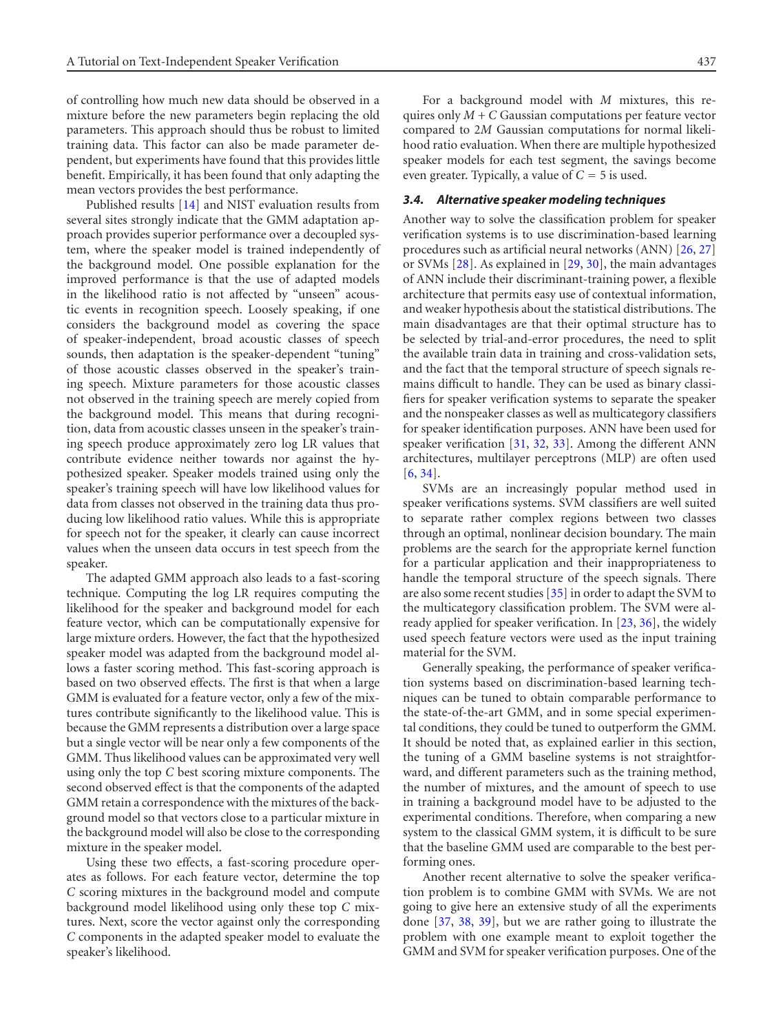of controlling how much new data should be observed in a mixture before the new parameters begin replacing the old parameters. This approach should thus be robust to limited training data. This factor can also be made parameter dependent, but experiments have found that this provides little benefit. Empirically, it has been found that only adapting the mean vectors provides the best performance.

Published results [14] and NIST evaluation results from several sites strongly indicate that the GMM adaptation approach provides superior performance over a decoupled system, where the speaker model is trained independently of the background model. One possible explanation for the improved performance is that the use of adapted models in the likelihood ratio is not affected by "unseen" acoustic events in recognition speech. Loosely speaking, if one considers the background model as covering the space of speaker-independent, broad acoustic classes of speech sounds, then adaptation is the speaker-dependent "tuning" of those acoustic classes observed in the speaker's training speech. Mixture parameters for those acoustic classes not observed in the training speech are merely copied from the background model. This means that during recognition, data from acoustic classes unseen in the speaker's training speech produce approximately zero log LR values that contribute evidence neither towards nor against the hypothesized speaker. Speaker models trained using only the speaker's training speech will have low likelihood values for data from classes not observed in the training data thus producing low likelihood ratio values. While this is appropriate for speech not for the speaker, it clearly can cause incorrect values when the unseen data occurs in test speech from the speaker.

The adapted GMM approach also leads to a fast-scoring technique. Computing the log LR requires computing the likelihood for the speaker and background model for each feature vector, which can be computationally expensive for large mixture orders. However, the fact that the hypothesized speaker model was adapted from the background model allows a faster scoring method. This fast-scoring approach is based on two observed effects. The first is that when a large GMM is evaluated for a feature vector, only a few of the mixtures contribute significantly to the likelihood value. This is because the GMM represents a distribution over a large space but a single vector will be near only a few components of the GMM. Thus likelihood values can be approximated very well using only the top $C$ best scoring mixture components. The second observed effect is that the components of the adapted GMM retain a correspondence with the mixtures of the background model so that vectors close to a particular mixture in the background model will also be close to the corresponding mixture in the speaker model.

Using these two effects, a fast-scoring procedure operates as follows. For each feature vector, determine the top $C$ scoring mixtures in the background model and compute background model likelihood using only these top $C$ mixtures. Next, score the vector against only the corresponding $C$ components in the adapted speaker model to evaluate the speaker's likelihood.

For a background model with $M$ mixtures, this requires only $M + C$ Gaussian computations per feature vector compared to $2M$ Gaussian computations for normal likelihood ratio evaluation. When there are multiple hypothesized speaker models for each test segment, the savings become even greater. Typically, a value of $C = 5$ is used.

### 3.4. Alternative speaker modeling techniques

Another way to solve the classification problem for speaker verification systems is to use discrimination-based learning procedures such as artificial neural networks (ANN) [26, 27] or SVMs [28]. As explained in [29, 30], the main advantages of ANN include their discriminant-training power, a flexible architecture that permits easy use of contextual information, and weaker hypothesis about the statistical distributions. The main disadvantages are that their optimal structure has to be selected by trial-and-error procedures, the need to split the available train data in training and cross-validation sets, and the fact that the temporal structure of speech signals remains difficult to handle. They can be used as binary classifiers for speaker verification systems to separate the speaker and the nonspeaker classes as well as multicategory classifiers for speaker identification purposes. ANN have been used for speaker verification [31, 32, 33]. Among the different ANN architectures, multilayer perceptrons (MLP) are often used [6, 34].

SVMs are an increasingly popular method used in speaker verifications systems. SVM classifiers are well suited to separate rather complex regions between two classes through an optimal, nonlinear decision boundary. The main problems are the search for the appropriate kernel function for a particular application and their inappropriateness to handle the temporal structure of the speech signals. There are also some recent studies [35] in order to adapt the SVM to the multicategory classification problem. The SVM were already applied for speaker verification. In [23, 36], the widely used speech feature vectors were used as the input training material for the SVM.

Generally speaking, the performance of speaker verification systems based on discrimination-based learning techniques can be tuned to obtain comparable performance to the state-of-the-art GMM, and in some special experimental conditions, they could be tuned to outperform the GMM. It should be noted that, as explained earlier in this section, the tuning of a GMM baseline systems is not straightforward, and different parameters such as the training method, the number of mixtures, and the amount of speech to use in training a background model have to be adjusted to the experimental conditions. Therefore, when comparing a new system to the classical GMM system, it is difficult to be sure that the baseline GMM used are comparable to the best performing ones.

Another recent alternative to solve the speaker verification problem is to combine GMM with SVMs. We are not going to give here an extensive study of all the experiments done [37, 38, 39], but we are rather going to illustrate the problem with one example meant to exploit together the GMM and SVM for speaker verification purposes. One of the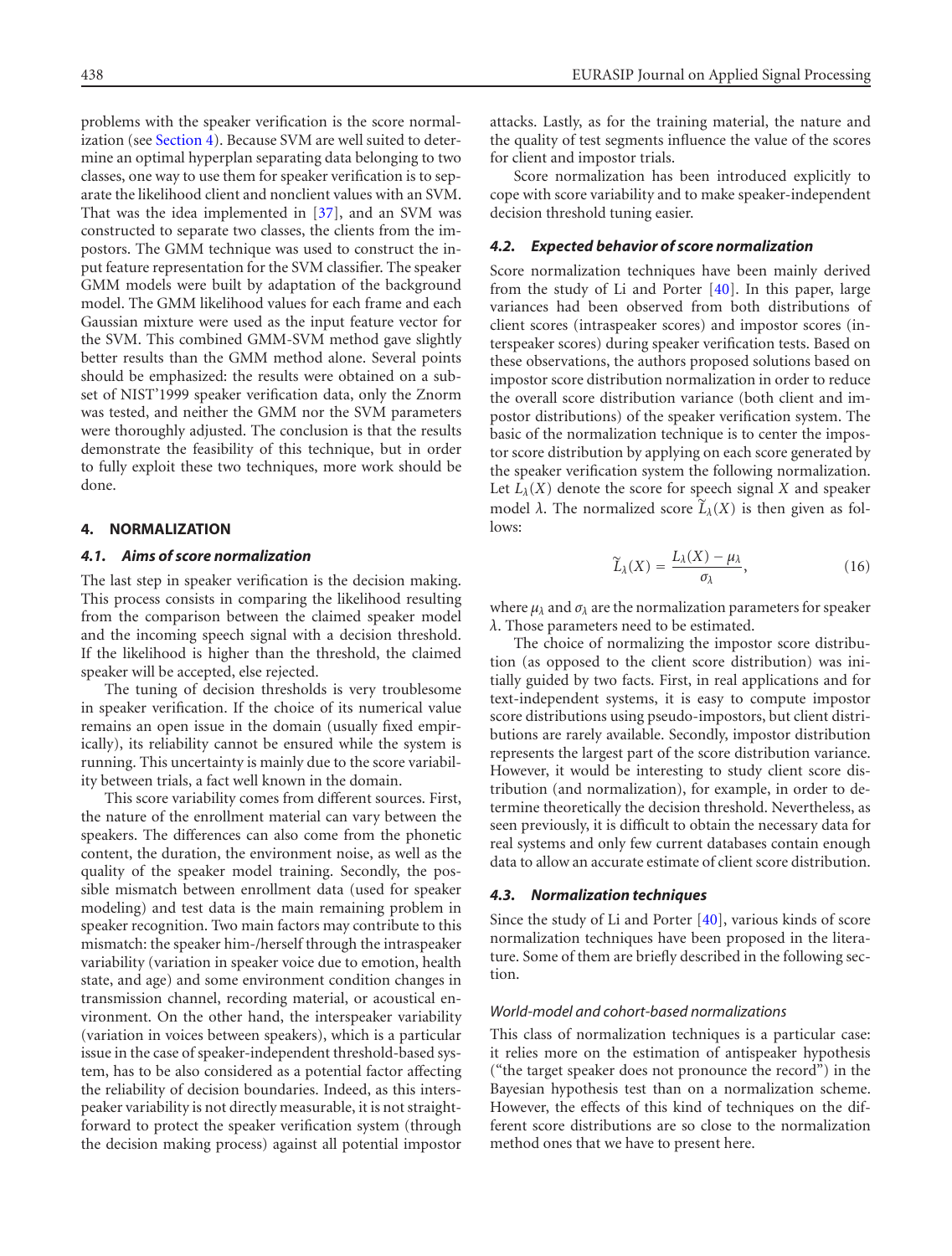problems with the speaker verification is the score normalization (see Section 4). Because SVM are well suited to determine an optimal hyperplan separating data belonging to two classes, one way to use them for speaker verification is to separate the likelihood client and nonclient values with an SVM. That was the idea implemented in [37], and an SVM was constructed to separate two classes, the clients from the impostors. The GMM technique was used to construct the input feature representation for the SVM classifier. The speaker GMM models were built by adaptation of the background model. The GMM likelihood values for each frame and each Gaussian mixture were used as the input feature vector for the SVM. This combined GMM-SVM method gave slightly better results than the GMM method alone. Several points should be emphasized: the results were obtained on a subset of NIST'1999 speaker verification data, only the Znorm was tested, and neither the GMM nor the SVM parameters were thoroughly adjusted. The conclusion is that the results demonstrate the feasibility of this technique, but in order to fully exploit these two techniques, more work should be done.

## 4. NORMALIZATION

### 4.1. Aims of score normalization

The last step in speaker verification is the decision making. This process consists in comparing the likelihood resulting from the comparison between the claimed speaker model and the incoming speech signal with a decision threshold. If the likelihood is higher than the threshold, the claimed speaker will be accepted, else rejected.

The tuning of decision thresholds is very troublesome in speaker verification. If the choice of its numerical value remains an open issue in the domain (usually fixed empirically), its reliability cannot be ensured while the system is running. This uncertainty is mainly due to the score variability between trials, a fact well known in the domain.

This score variability comes from different sources. First, the nature of the enrollment material can vary between the speakers. The differences can also come from the phonetic content, the duration, the environment noise, as well as the quality of the speaker model training. Secondly, the possible mismatch between enrollment data (used for speaker modeling) and test data is the main remaining problem in speaker recognition. Two main factors may contribute to this mismatch: the speaker him-/herself through the intraspeaker variability (variation in speaker voice due to emotion, health state, and age) and some environment condition changes in transmission channel, recording material, or acoustical environment. On the other hand, the interspeaker variability (variation in voices between speakers), which is a particular issue in the case of speaker-independent threshold-based system, has to be also considered as a potential factor affecting the reliability of decision boundaries. Indeed, as this interspeaker variability is not directly measurable, it is not straightforward to protect the speaker verification system (through the decision making process) against all potential impostor attacks. Lastly, as for the training material, the nature and the quality of test segments influence the value of the scores for client and impostor trials.

Score normalization has been introduced explicitly to cope with score variability and to make speaker-independent decision threshold tuning easier.

### 4.2. Expected behavior of score normalization

Score normalization techniques have been mainly derived from the study of Li and Porter [40]. In this paper, large variances had been observed from both distributions of client scores (intraspeaker scores) and impostor scores (interspeaker scores) during speaker verification tests. Based on these observations, the authors proposed solutions based on impostor score distribution normalization in order to reduce the overall score distribution variance (both client and impostor distributions) of the speaker verification system. The basic of the normalization technique is to center the impostor score distribution by applying on each score generated by the speaker verification system the following normalization. Let $L_\lambda(X)$ denote the score for speech signal $X$ and speaker model $\lambda$. The normalized score $\widetilde{L}_\lambda(X)$ is then given as follows:

$$\widetilde{L}_\lambda(X) = \frac{L_\lambda(X) - \mu_\lambda}{\sigma_\lambda}, \tag{16}$$

where $\mu_\lambda$ and $\sigma_\lambda$ are the normalization parameters for speaker $\lambda$. Those parameters need to be estimated.

The choice of normalizing the impostor score distribution (as opposed to the client score distribution) was initially guided by two facts. First, in real applications and for text-independent systems, it is easy to compute impostor score distributions using pseudo-impostors, but client distributions are rarely available. Secondly, impostor distribution represents the largest part of the score distribution variance. However, it would be interesting to study client score distribution (and normalization), for example, in order to determine theoretically the decision threshold. Nevertheless, as seen previously, it is difficult to obtain the necessary data for real systems and only few current databases contain enough data to allow an accurate estimate of client score distribution.

### 4.3. Normalization techniques

Since the study of Li and Porter [40], various kinds of score normalization techniques have been proposed in the literature. Some of them are briefly described in the following section.

#### *World-model and cohort-based normalizations*

This class of normalization techniques is a particular case: it relies more on the estimation of antispeaker hypothesis ("the target speaker does not pronounce the record") in the Bayesian hypothesis test than on a normalization scheme. However, the effects of this kind of techniques on the different score distributions are so close to the normalization method ones that we have to present here.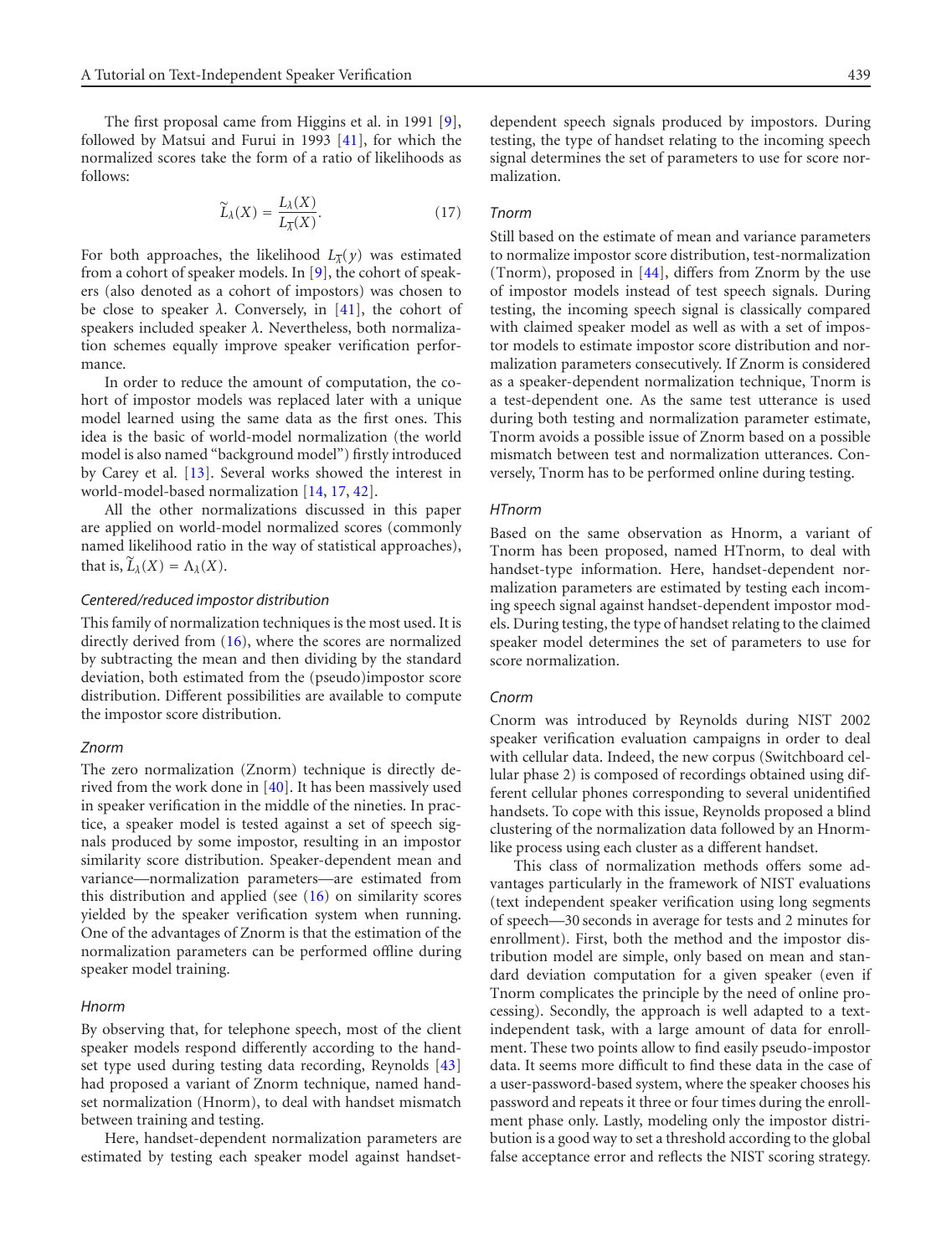The first proposal came from Higgins et al. in 1991 [9], followed by Matsui and Furui in 1993 [41], for which the normalized scores take the form of a ratio of likelihoods as follows:

$$\widetilde{L}_\lambda(X) = \frac{L_\lambda(X)}{L_{\overline{\lambda}}(X)}. \tag{17}$$

For both approaches, the likelihood $L_{\overline{\lambda}}(y)$ was estimated from a cohort of speaker models. In [9], the cohort of speakers (also denoted as a cohort of impostors) was chosen to be close to speaker $\lambda$. Conversely, in [41], the cohort of speakers included speaker $\lambda$. Nevertheless, both normalization schemes equally improve speaker verification performance.

In order to reduce the amount of computation, the cohort of impostor models was replaced later with a unique model learned using the same data as the first ones. This idea is the basic of world-model normalization (the world model is also named "background model") firstly introduced by Carey et al. [13]. Several works showed the interest in world-model-based normalization [14, 17, 42].

All the other normalizations discussed in this paper are applied on world-model normalized scores (commonly named likelihood ratio in the way of statistical approaches), that is, $\widetilde{L}_\lambda(X) = \Lambda_\lambda(X)$.

#### *Centered/reduced impostor distribution*

This family of normalization techniques is the most used. It is directly derived from (16), where the scores are normalized by subtracting the mean and then dividing by the standard deviation, both estimated from the (pseudo)impostor score distribution. Different possibilities are available to compute the impostor score distribution.

#### *Znorm*

The zero normalization (Znorm) technique is directly derived from the work done in [40]. It has been massively used in speaker verification in the middle of the nineties. In practice, a speaker model is tested against a set of speech signals produced by some impostor, resulting in an impostor similarity score distribution. Speaker-dependent mean and variance—normalization parameters—are estimated from this distribution and applied (see (16) on similarity scores yielded by the speaker verification system when running. One of the advantages of Znorm is that the estimation of the normalization parameters can be performed offline during speaker model training.

#### *Hnorm*

By observing that, for telephone speech, most of the client speaker models respond differently according to the handset type used during testing data recording, Reynolds [43] had proposed a variant of Znorm technique, named handset normalization (Hnorm), to deal with handset mismatch between training and testing.

Here, handset-dependent normalization parameters are estimated by testing each speaker model against handset-dependent speech signals produced by impostors. During testing, the type of handset relating to the incoming speech signal determines the set of parameters to use for score normalization.

#### *Tnorm*

Still based on the estimate of mean and variance parameters to normalize impostor score distribution, test-normalization (Tnorm), proposed in [44], differs from Znorm by the use of impostor models instead of test speech signals. During testing, the incoming speech signal is classically compared with claimed speaker model as well as with a set of impostor models to estimate impostor score distribution and normalization parameters consecutively. If Znorm is considered as a speaker-dependent normalization technique, Tnorm is a test-dependent one. As the same test utterance is used during both testing and normalization parameter estimate, Tnorm avoids a possible issue of Znorm based on a possible mismatch between test and normalization utterances. Conversely, Tnorm has to be performed online during testing.

#### *HTnorm*

Based on the same observation as Hnorm, a variant of Tnorm has been proposed, named HTnorm, to deal with handset-type information. Here, handset-dependent normalization parameters are estimated by testing each incoming speech signal against handset-dependent impostor models. During testing, the type of handset relating to the claimed speaker model determines the set of parameters to use for score normalization.

#### *Cnorm*

Cnorm was introduced by Reynolds during NIST 2002 speaker verification evaluation campaigns in order to deal with cellular data. Indeed, the new corpus (Switchboard cellular phase 2) is composed of recordings obtained using different cellular phones corresponding to several unidentified handsets. To cope with this issue, Reynolds proposed a blind clustering of the normalization data followed by an Hnorm-like process using each cluster as a different handset.

This class of normalization methods offers some advantages particularly in the framework of NIST evaluations (text independent speaker verification using long segments of speech—30 seconds in average for tests and 2 minutes for enrollment). First, both the method and the impostor distribution model are simple, only based on mean and standard deviation computation for a given speaker (even if Tnorm complicates the principle by the need of online processing). Secondly, the approach is well adapted to a text-independent task, with a large amount of data for enrollment. These two points allow to find easily pseudo-impostor data. It seems more difficult to find these data in the case of a user-password-based system, where the speaker chooses his password and repeats it three or four times during the enrollment phase only. Lastly, modeling only the impostor distribution is a good way to set a threshold according to the global false acceptance error and reflects the NIST scoring strategy.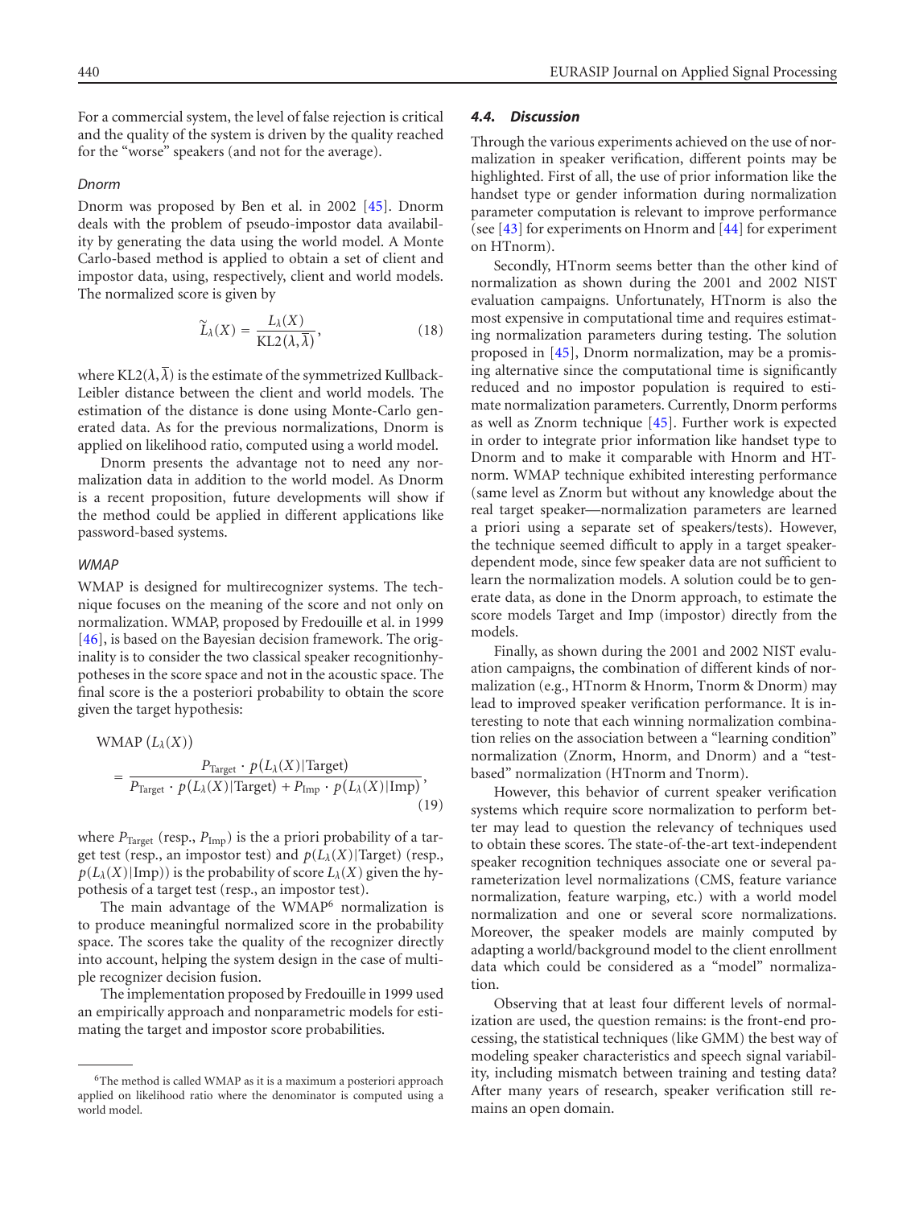For a commercial system, the level of false rejection is critical and the quality of the system is driven by the quality reached for the "worse" speakers (and not for the average).

#### Dnorm

Dnorm was proposed by Ben et al. in 2002 [45]. Dnorm deals with the problem of pseudo-impostor data availability by generating the data using the world model. A Monte Carlo-based method is applied to obtain a set of client and impostor data, using, respectively, client and world models. The normalized score is given by

$$\widetilde{L}_{\lambda}(X) = \frac{L_{\lambda}(X)}{\mathrm{KL2}(\lambda, \overline{\lambda})}, \tag{18}$$

where $\mathrm{KL2}(\lambda, \overline{\lambda})$ is the estimate of the symmetrized Kullback-Leibler distance between the client and world models. The estimation of the distance is done using Monte-Carlo generated data. As for the previous normalizations, Dnorm is applied on likelihood ratio, computed using a world model.

Dnorm presents the advantage not to need any normalization data in addition to the world model. As Dnorm is a recent proposition, future developments will show if the method could be applied in different applications like password-based systems.

#### WMAP

WMAP is designed for multirecognizer systems. The technique focuses on the meaning of the score and not only on normalization. WMAP, proposed by Fredouille et al. in 1999 [46], is based on the Bayesian decision framework. The originality is to consider the two classical speaker recognitionhypotheses in the score space and not in the acoustic space. The final score is the a posteriori probability to obtain the score given the target hypothesis:

$$\mathrm{WMAP}\left(L_{\lambda}(X)\right) = \frac{P_{\mathrm{Target}} \cdot p\left(L_{\lambda}(X) \mid \mathrm{Target}\right)}{P_{\mathrm{Target}} \cdot p\left(L_{\lambda}(X) \mid \mathrm{Target}\right) + P_{\mathrm{Imp}} \cdot p\left(L_{\lambda}(X) \mid \mathrm{Imp}\right)}, \tag{19}$$

where $P_{\mathrm{Target}}$ (resp., $P_{\mathrm{Imp}}$) is the a priori probability of a target test (resp., an impostor test) and $p(L_{\lambda}(X) \mid \mathrm{Target})$ (resp., $p(L_{\lambda}(X) \mid \mathrm{Imp})$) is the probability of score $L_{\lambda}(X)$ given the hypothesis of a target test (resp., an impostor test).

The main advantage of the WMAP[6] normalization is to produce meaningful normalized score in the probability space. The scores take the quality of the recognizer directly into account, helping the system design in the case of multiple recognizer decision fusion.

The implementation proposed by Fredouille in 1999 used an empirically approach and nonparametric models for estimating the target and impostor score probabilities.

### 4.4. Discussion

Through the various experiments achieved on the use of normalization in speaker verification, different points may be highlighted. First of all, the use of prior information like the handset type or gender information during normalization parameter computation is relevant to improve performance (see [43] for experiments on Hnorm and [44] for experiment on HTnorm).

Secondly, HTnorm seems better than the other kind of normalization as shown during the 2001 and 2002 NIST evaluation campaigns. Unfortunately, HTnorm is also the most expensive in computational time and requires estimating normalization parameters during testing. The solution proposed in [45], Dnorm normalization, may be a promising alternative since the computational time is significantly reduced and no impostor population is required to estimate normalization parameters. Currently, Dnorm performs as well as Znorm technique [45]. Further work is expected in order to integrate prior information like handset type to Dnorm and to make it comparable with Hnorm and HTnorm. WMAP technique exhibited interesting performance (same level as Znorm but without any knowledge about the real target speaker—normalization parameters are learned a priori using a separate set of speakers/tests). However, the technique seemed difficult to apply in a target speaker-dependent mode, since few speaker data are not sufficient to learn the normalization models. A solution could be to generate data, as done in the Dnorm approach, to estimate the score models Target and Imp (impostor) directly from the models.

Finally, as shown during the 2001 and 2002 NIST evaluation campaigns, the combination of different kinds of normalization (e.g., HTnorm & Hnorm, Tnorm & Dnorm) may lead to improved speaker verification performance. It is interesting to note that each winning normalization combination relies on the association between a "learning condition" normalization (Znorm, Hnorm, and Dnorm) and a "test-based" normalization (HTnorm and Tnorm).

However, this behavior of current speaker verification systems which require score normalization to perform better may lead to question the relevancy of techniques used to obtain these scores. The state-of-the-art text-independent speaker recognition techniques associate one or several parameterization level normalizations (CMS, feature variance normalization, feature warping, etc.) with a world model normalization and one or several score normalizations. Moreover, the speaker models are mainly computed by adapting a world/background model to the client enrollment data which could be considered as a "model" normalization.

Observing that at least four different levels of normalization are used, the question remains: is the front-end processing, the statistical techniques (like GMM) the best way of modeling speaker characteristics and speech signal variability, including mismatch between training and testing data? After many years of research, speaker verification still remains an open domain.

---

[6] The method is called WMAP as it is a maximum a posteriori approach applied on likelihood ratio where the denominator is computed using a world model.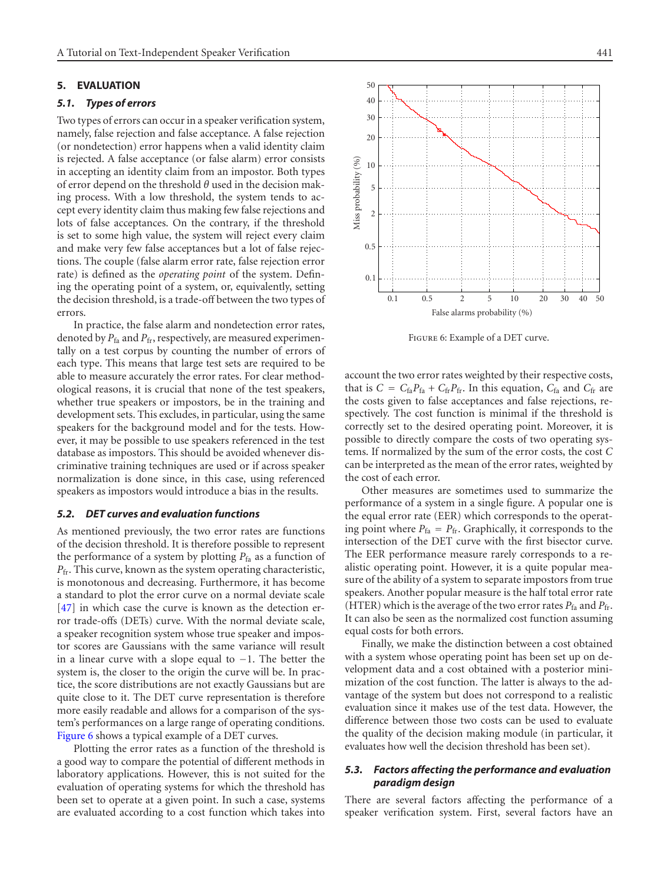## 5. EVALUATION

### 5.1. Types of errors

Two types of errors can occur in a speaker verification system, namely, false rejection and false acceptance. A false rejection (or nondetection) error happens when a valid identity claim is rejected. A false acceptance (or false alarm) error consists in accepting an identity claim from an impostor. Both types of error depend on the threshold $\theta$ used in the decision making process. With a low threshold, the system tends to accept every identity claim thus making few false rejections and lots of false acceptances. On the contrary, if the threshold is set to some high value, the system will reject every claim and make very few false acceptances but a lot of false rejections. The couple (false alarm error rate, false rejection error rate) is defined as the *operating point* of the system. Defining the operating point of a system, or, equivalently, setting the decision threshold, is a trade-off between the two types of errors.

In practice, the false alarm and nondetection error rates, denoted by $P_{\text{fa}}$ and $P_{\text{fr}}$, respectively, are measured experimentally on a test corpus by counting the number of errors of each type. This means that large test sets are required to be able to measure accurately the error rates. For clear methodological reasons, it is crucial that none of the test speakers, whether true speakers or impostors, be in the training and development sets. This excludes, in particular, using the same speakers for the background model and for the tests. However, it may be possible to use speakers referenced in the test database as impostors. This should be avoided whenever discriminative training techniques are used or if across speaker normalization is done since, in this case, using referenced speakers as impostors would introduce a bias in the results.

### 5.2. DET curves and evaluation functions

As mentioned previously, the two error rates are functions of the decision threshold. It is therefore possible to represent the performance of a system by plotting $P_{\text{fa}}$ as a function of $P_{\text{fr}}$. This curve, known as the system operating characteristic, is monotonous and decreasing. Furthermore, it has become a standard to plot the error curve on a normal deviate scale [47] in which case the curve is known as the detection error trade-offs (DETs) curve. With the normal deviate scale, a speaker recognition system whose true speaker and impostor scores are Gaussians with the same variance will result in a linear curve with a slope equal to $-1$. The better the system is, the closer to the origin the curve will be. In practice, the score distributions are not exactly Gaussians but are quite close to it. The DET curve representation is therefore more easily readable and allows for a comparison of the system's performances on a large range of operating conditions. Figure 6 shows a typical example of a DET curves.

Miss probability (%)
50
40
30
20
10
5
2
0.5
0.1
0.1 0.5 2 5 10 20 30 40 50
False alarms probability (%)

Figure 6: Example of a DET curve.

Plotting the error rates as a function of the threshold is a good way to compare the potential of different methods in laboratory applications. However, this is not suited for the evaluation of operating systems for which the threshold has been set to operate at a given point. In such a case, systems are evaluated according to a cost function which takes into account the two error rates weighted by their respective costs, that is $C = C_{\text{fa}}P_{\text{fa}} + C_{\text{fr}}P_{\text{fr}}$. In this equation, $C_{\text{fa}}$ and $C_{\text{fr}}$ are the costs given to false acceptances and false rejections, respectively. The cost function is minimal if the threshold is correctly set to the desired operating point. Moreover, it is possible to directly compare the costs of two operating systems. If normalized by the sum of the error costs, the cost $C$ can be interpreted as the mean of the error rates, weighted by the cost of each error.

Other measures are sometimes used to summarize the performance of a system in a single figure. A popular one is the equal error rate (EER) which corresponds to the operating point where $P_{\text{fa}} = P_{\text{fr}}$. Graphically, it corresponds to the intersection of the DET curve with the first bisector curve. The EER performance measure rarely corresponds to a realistic operating point. However, it is a quite popular measure of the ability of a system to separate impostors from true speakers. Another popular measure is the half total error rate (HTER) which is the average of the two error rates $P_{\text{fa}}$ and $P_{\text{fr}}$. It can also be seen as the normalized cost function assuming equal costs for both errors.

Finally, we make the distinction between a cost obtained with a system whose operating point has been set up on development data and a cost obtained with a posterior minimization of the cost function. The latter is always to the advantage of the system but does not correspond to a realistic evaluation since it makes use of the test data. However, the difference between those two costs can be used to evaluate the quality of the decision making module (in particular, it evaluates how well the decision threshold has been set).

### 5.3. Factors affecting the performance and evaluation paradigm design

There are several factors affecting the performance of a speaker verification system. First, several factors have an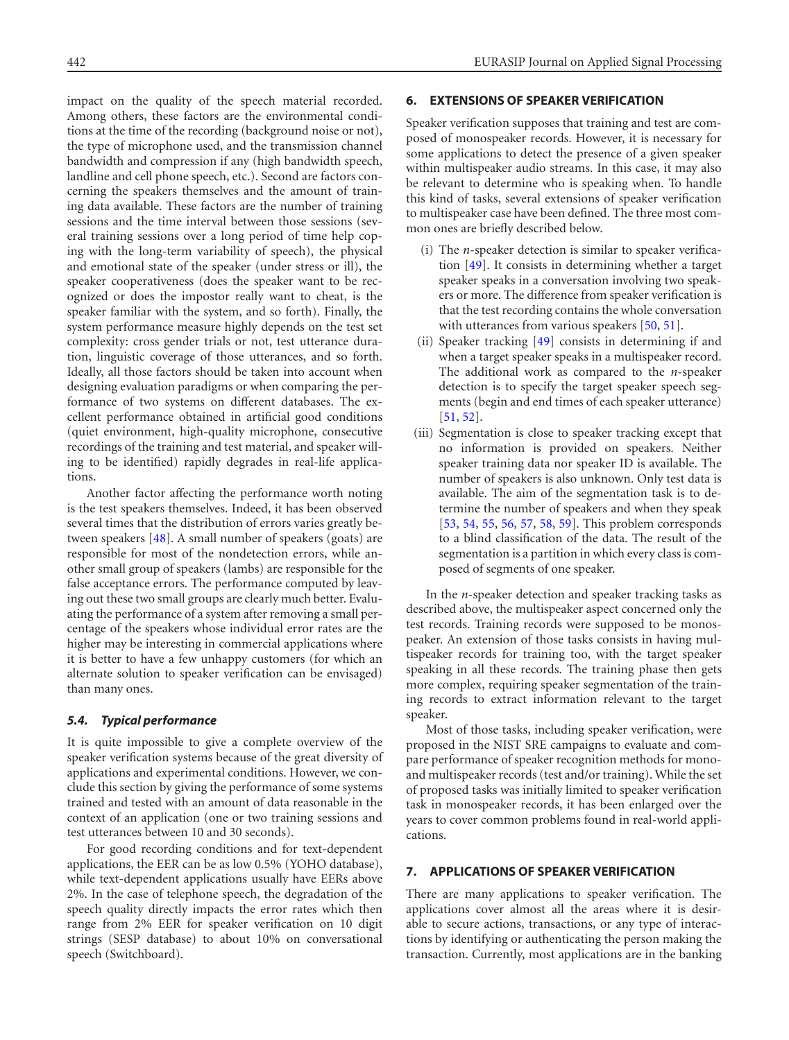impact on the quality of the speech material recorded. Among others, these factors are the environmental conditions at the time of the recording (background noise or not), the type of microphone used, and the transmission channel bandwidth and compression if any (high bandwidth speech, landline and cell phone speech, etc.). Second are factors concerning the speakers themselves and the amount of training data available. These factors are the number of training sessions and the time interval between those sessions (several training sessions over a long period of time help coping with the long-term variability of speech), the physical and emotional state of the speaker (under stress or ill), the speaker cooperativeness (does the speaker want to be recognized or does the impostor really want to cheat, is the speaker familiar with the system, and so forth). Finally, the system performance measure highly depends on the test set complexity: cross gender trials or not, test utterance duration, linguistic coverage of those utterances, and so forth. Ideally, all those factors should be taken into account when designing evaluation paradigms or when comparing the performance of two systems on different databases. The excellent performance obtained in artificial good conditions (quiet environment, high-quality microphone, consecutive recordings of the training and test material, and speaker willing to be identified) rapidly degrades in real-life applications.

Another factor affecting the performance worth noting is the test speakers themselves. Indeed, it has been observed several times that the distribution of errors varies greatly between speakers [48]. A small number of speakers (goats) are responsible for most of the nondetection errors, while another small group of speakers (lambs) are responsible for the false acceptance errors. The performance computed by leaving out these two small groups are clearly much better. Evaluating the performance of a system after removing a small percentage of the speakers whose individual error rates are the higher may be interesting in commercial applications where it is better to have a few unhappy customers (for which an alternate solution to speaker verification can be envisaged) than many ones.

### *5.4. Typical performance*

It is quite impossible to give a complete overview of the speaker verification systems because of the great diversity of applications and experimental conditions. However, we conclude this section by giving the performance of some systems trained and tested with an amount of data reasonable in the context of an application (one or two training sessions and test utterances between 10 and 30 seconds).

For good recording conditions and for text-dependent applications, the EER can be as low 0.5% (YOHO database), while text-dependent applications usually have EERs above 2%. In the case of telephone speech, the degradation of the speech quality directly impacts the error rates which then range from 2% EER for speaker verification on 10 digit strings (SESP database) to about 10% on conversational speech (Switchboard).

## 6. EXTENSIONS OF SPEAKER VERIFICATION

Speaker verification supposes that training and test are composed of monospeaker records. However, it is necessary for some applications to detect the presence of a given speaker within multispeaker audio streams. In this case, it may also be relevant to determine who is speaking when. To handle this kind of tasks, several extensions of speaker verification to multispeaker case have been defined. The three most common ones are briefly described below.

(i) The *n*-speaker detection is similar to speaker verification [49]. It consists in determining whether a target speaker speaks in a conversation involving two speakers or more. The difference from speaker verification is that the test recording contains the whole conversation with utterances from various speakers [50, 51].

(ii) Speaker tracking [49] consists in determining if and when a target speaker speaks in a multispeaker record. The additional work as compared to the *n*-speaker detection is to specify the target speaker speech segments (begin and end times of each speaker utterance) [51, 52].

(iii) Segmentation is close to speaker tracking except that no information is provided on speakers. Neither speaker training data nor speaker ID is available. The number of speakers is also unknown. Only test data is available. The aim of the segmentation task is to determine the number of speakers and when they speak [53, 54, 55, 56, 57, 58, 59]. This problem corresponds to a blind classification of the data. The result of the segmentation is a partition in which every class is composed of segments of one speaker.

In the *n*-speaker detection and speaker tracking tasks as described above, the multispeaker aspect concerned only the test records. Training records were supposed to be monospeaker. An extension of those tasks consists in having multispeaker records for training too, with the target speaker speaking in all these records. The training phase then gets more complex, requiring speaker segmentation of the training records to extract information relevant to the target speaker.

Most of those tasks, including speaker verification, were proposed in the NIST SRE campaigns to evaluate and compare performance of speaker recognition methods for mono- and multispeaker records (test and/or training). While the set of proposed tasks was initially limited to speaker verification task in monospeaker records, it has been enlarged over the years to cover common problems found in real-world applications.

## 7. APPLICATIONS OF SPEAKER VERIFICATION

There are many applications to speaker verification. The applications cover almost all the areas where it is desirable to secure actions, transactions, or any type of interactions by identifying or authenticating the person making the transaction. Currently, most applications are in the banking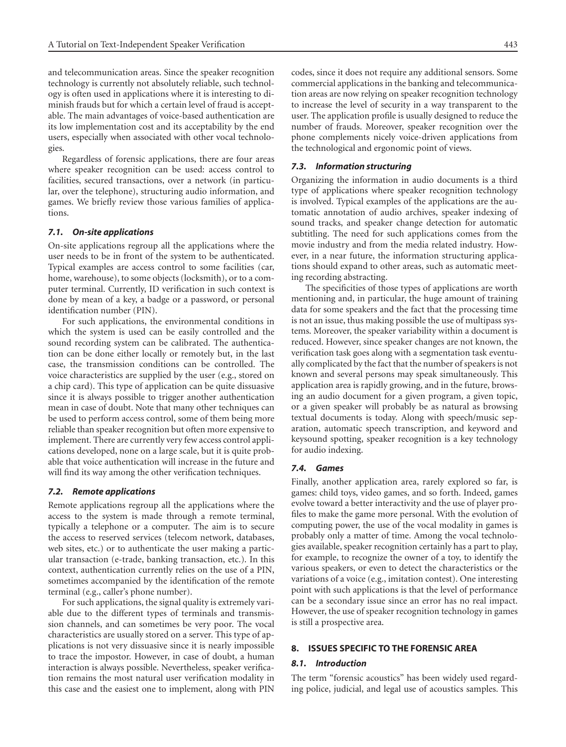and telecommunication areas. Since the speaker recognition technology is currently not absolutely reliable, such technology is often used in applications where it is interesting to diminish frauds but for which a certain level of fraud is acceptable. The main advantages of voice-based authentication are its low implementation cost and its acceptability by the end users, especially when associated with other vocal technologies.

Regardless of forensic applications, there are four areas where speaker recognition can be used: access control to facilities, secured transactions, over a network (in particular, over the telephone), structuring audio information, and games. We briefly review those various families of applications.

### *7.1. On-site applications*

On-site applications regroup all the applications where the user needs to be in front of the system to be authenticated. Typical examples are access control to some facilities (car, home, warehouse), to some objects (locksmith), or to a computer terminal. Currently, ID verification in such context is done by mean of a key, a badge or a password, or personal identification number (PIN).

For such applications, the environmental conditions in which the system is used can be easily controlled and the sound recording system can be calibrated. The authentication can be done either locally or remotely but, in the last case, the transmission conditions can be controlled. The voice characteristics are supplied by the user (e.g., stored on a chip card). This type of application can be quite dissuasive since it is always possible to trigger another authentication mean in case of doubt. Note that many other techniques can be used to perform access control, some of them being more reliable than speaker recognition but often more expensive to implement. There are currently very few access control applications developed, none on a large scale, but it is quite probable that voice authentication will increase in the future and will find its way among the other verification techniques.

### *7.2. Remote applications*

Remote applications regroup all the applications where the access to the system is made through a remote terminal, typically a telephone or a computer. The aim is to secure the access to reserved services (telecom network, databases, web sites, etc.) or to authenticate the user making a particular transaction (e-trade, banking transaction, etc.). In this context, authentication currently relies on the use of a PIN, sometimes accompanied by the identification of the remote terminal (e.g., caller's phone number).

For such applications, the signal quality is extremely variable due to the different types of terminals and transmission channels, and can sometimes be very poor. The vocal characteristics are usually stored on a server. This type of applications is not very dissuasive since it is nearly impossible to trace the impostor. However, in case of doubt, a human interaction is always possible. Nevertheless, speaker verification remains the most natural user verification modality in this case and the easiest one to implement, along with PIN codes, since it does not require any additional sensors. Some commercial applications in the banking and telecommunication areas are now relying on speaker recognition technology to increase the level of security in a way transparent to the user. The application profile is usually designed to reduce the number of frauds. Moreover, speaker recognition over the phone complements nicely voice-driven applications from the technological and ergonomic point of views.

### *7.3. Information structuring*

Organizing the information in audio documents is a third type of applications where speaker recognition technology is involved. Typical examples of the applications are the automatic annotation of audio archives, speaker indexing of sound tracks, and speaker change detection for automatic subtitling. The need for such applications comes from the movie industry and from the media related industry. However, in a near future, the information structuring applications should expand to other areas, such as automatic meeting recording abstracting.

The specificities of those types of applications are worth mentioning and, in particular, the huge amount of training data for some speakers and the fact that the processing time is not an issue, thus making possible the use of multipass systems. Moreover, the speaker variability within a document is reduced. However, since speaker changes are not known, the verification task goes along with a segmentation task eventually complicated by the fact that the number of speakers is not known and several persons may speak simultaneously. This application area is rapidly growing, and in the future, browsing an audio document for a given program, a given topic, or a given speaker will probably be as natural as browsing textual documents is today. Along with speech/music separation, automatic speech transcription, and keyword and keysound spotting, speaker recognition is a key technology for audio indexing.

### *7.4. Games*

Finally, another application area, rarely explored so far, is games: child toys, video games, and so forth. Indeed, games evolve toward a better interactivity and the use of player profiles to make the game more personal. With the evolution of computing power, the use of the vocal modality in games is probably only a matter of time. Among the vocal technologies available, speaker recognition certainly has a part to play, for example, to recognize the owner of a toy, to identify the various speakers, or even to detect the characteristics or the variations of a voice (e.g., imitation contest). One interesting point with such applications is that the level of performance can be a secondary issue since an error has no real impact. However, the use of speaker recognition technology in games is still a prospective area.

## 8. ISSUES SPECIFIC TO THE FORENSIC AREA

### *8.1. Introduction*

The term "forensic acoustics" has been widely used regarding police, judicial, and legal use of acoustics samples. This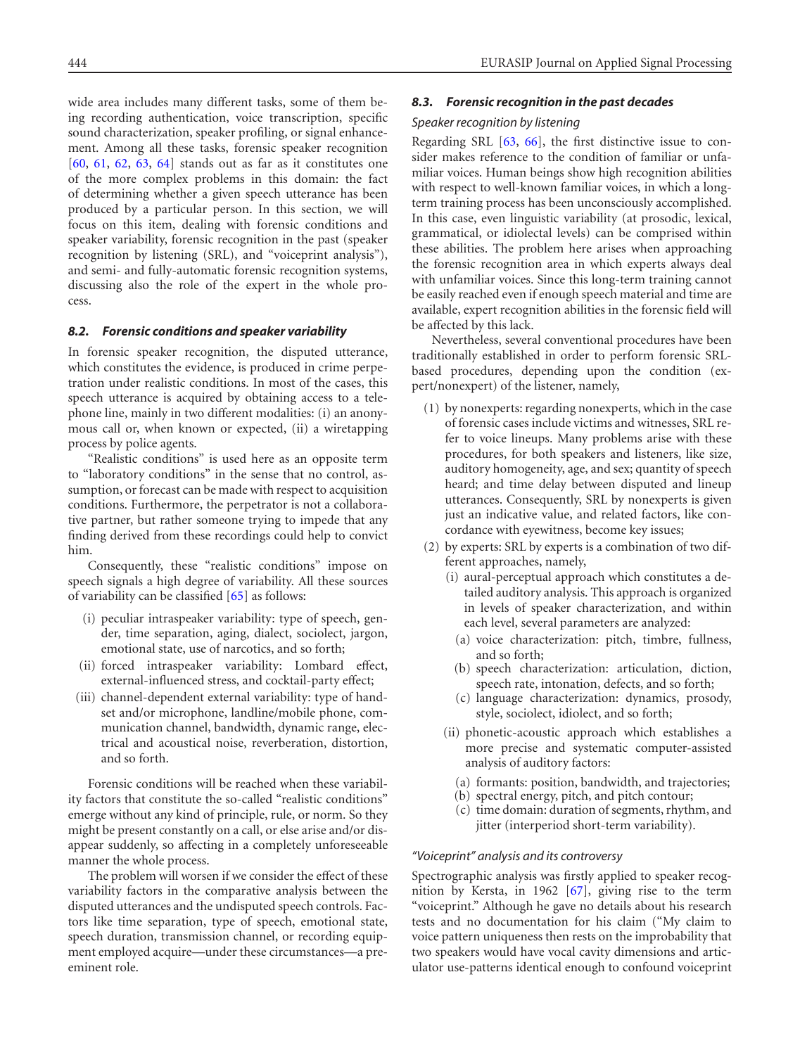wide area includes many different tasks, some of them being recording authentication, voice transcription, specific sound characterization, speaker profiling, or signal enhancement. Among all these tasks, forensic speaker recognition [60, 61, 62, 63, 64] stands out as far as it constitutes one of the more complex problems in this domain: the fact of determining whether a given speech utterance has been produced by a particular person. In this section, we will focus on this item, dealing with forensic conditions and speaker variability, forensic recognition in the past (speaker recognition by listening (SRL), and "voiceprint analysis"), and semi- and fully-automatic forensic recognition systems, discussing also the role of the expert in the whole process.

### *8.2. Forensic conditions and speaker variability*

In forensic speaker recognition, the disputed utterance, which constitutes the evidence, is produced in crime perpetration under realistic conditions. In most of the cases, this speech utterance is acquired by obtaining access to a telephone line, mainly in two different modalities: (i) an anonymous call or, when known or expected, (ii) a wiretapping process by police agents.

"Realistic conditions" is used here as an opposite term to "laboratory conditions" in the sense that no control, assumption, or forecast can be made with respect to acquisition conditions. Furthermore, the perpetrator is not a collaborative partner, but rather someone trying to impede that any finding derived from these recordings could help to convict him.

Consequently, these "realistic conditions" impose on speech signals a high degree of variability. All these sources of variability can be classified [65] as follows:

- (i) peculiar intraspeaker variability: type of speech, gender, time separation, aging, dialect, sociolect, jargon, emotional state, use of narcotics, and so forth;
- (ii) forced intraspeaker variability: Lombard effect, external-influenced stress, and cocktail-party effect;
- (iii) channel-dependent external variability: type of handset and/or microphone, landline/mobile phone, communication channel, bandwidth, dynamic range, electrical and acoustical noise, reverberation, distortion, and so forth.

Forensic conditions will be reached when these variability factors that constitute the so-called "realistic conditions" emerge without any kind of principle, rule, or norm. So they might be present constantly on a call, or else arise and/or disappear suddenly, so affecting in a completely unforeseeable manner the whole process.

The problem will worsen if we consider the effect of these variability factors in the comparative analysis between the disputed utterances and the undisputed speech controls. Factors like time separation, type of speech, emotional state, speech duration, transmission channel, or recording equipment employed acquire—under these circumstances—a preeminent role.

### *8.3. Forensic recognition in the past decades*

*Speaker recognition by listening*

Regarding SRL [63, 66], the first distinctive issue to consider makes reference to the condition of familiar or unfamiliar voices. Human beings show high recognition abilities with respect to well-known familiar voices, in which a long-term training process has been unconsciously accomplished. In this case, even linguistic variability (at prosodic, lexical, grammatical, or idiolectal levels) can be comprised within these abilities. The problem here arises when approaching the forensic recognition area in which experts always deal with unfamiliar voices. Since this long-term training cannot be easily reached even if enough speech material and time are available, expert recognition abilities in the forensic field will be affected by this lack.

Nevertheless, several conventional procedures have been traditionally established in order to perform forensic SRL-based procedures, depending upon the condition (expert/nonexpert) of the listener, namely,

1. by nonexperts: regarding nonexperts, which in the case of forensic cases include victims and witnesses, SRL refer to voice lineups. Many problems arise with these procedures, for both speakers and listeners, like size, auditory homogeneity, age, and sex; quantity of speech heard; and time delay between disputed and lineup utterances. Consequently, SRL by nonexperts is given just an indicative value, and related factors, like concordance with eyewitness, become key issues;
2. by experts: SRL by experts is a combination of two different approaches, namely,
   - (i) aural-perceptual approach which constitutes a detailed auditory analysis. This approach is organized in levels of speaker characterization, and within each level, several parameters are analyzed:
     - (a) voice characterization: pitch, timbre, fullness, and so forth;
     - (b) speech characterization: articulation, diction, speech rate, intonation, defects, and so forth;
     - (c) language characterization: dynamics, prosody, style, sociolect, idiolect, and so forth;
   - (ii) phonetic-acoustic approach which establishes a more precise and systematic computer-assisted analysis of auditory factors:
     - (a) formants: position, bandwidth, and trajectories;
     - (b) spectral energy, pitch, and pitch contour;
     - (c) time domain: duration of segments, rhythm, and jitter (interperiod short-term variability).

*"Voiceprint" analysis and its controversy*

Spectrographic analysis was firstly applied to speaker recognition by Kersta, in 1962 [67], giving rise to the term "voiceprint." Although he gave no details about his research tests and no documentation for his claim ("My claim to voice pattern uniqueness then rests on the improbability that two speakers would have vocal cavity dimensions and articulator use-patterns identical enough to confound voiceprint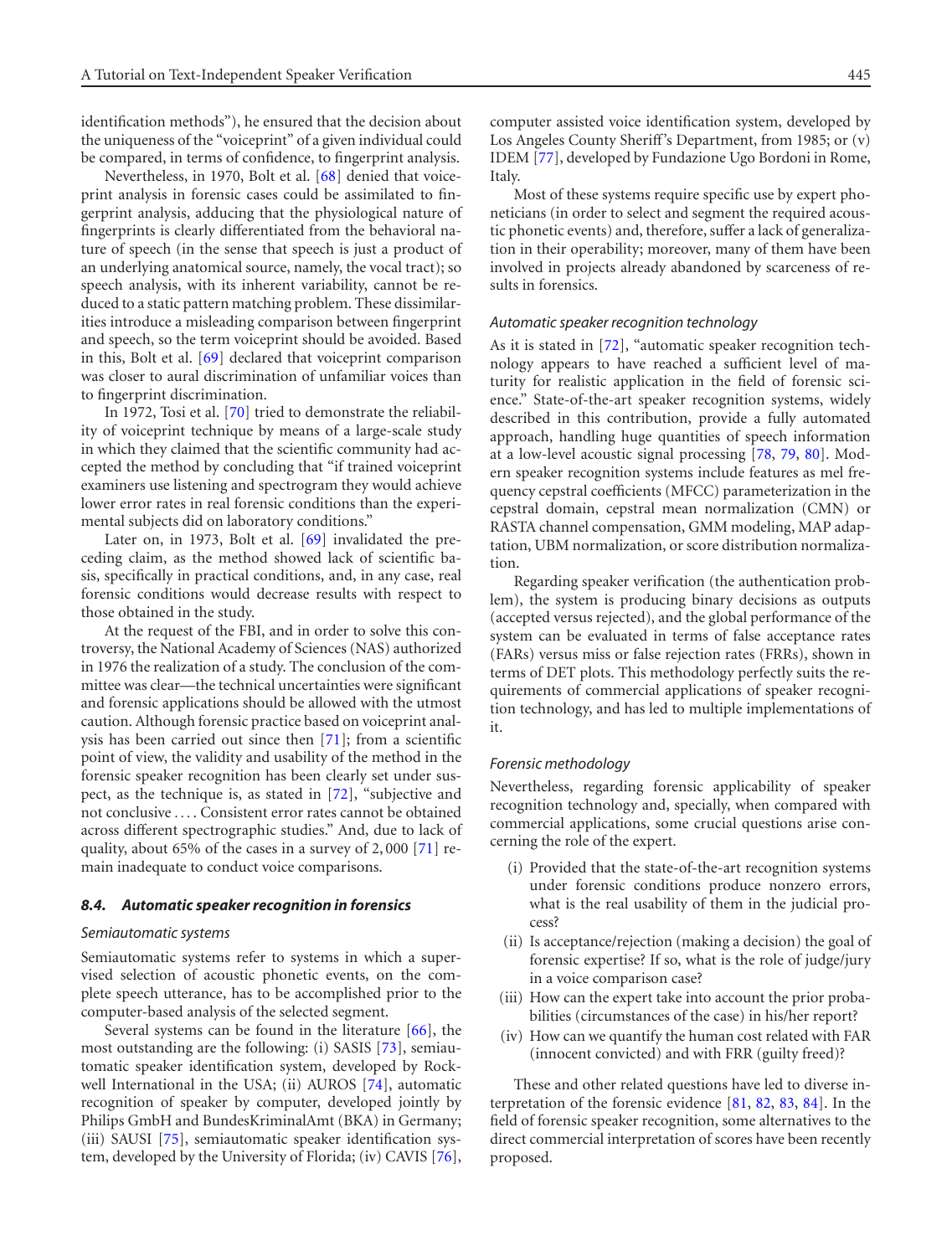identification methods"), he ensured that the decision about the uniqueness of the "voiceprint" of a given individual could be compared, in terms of confidence, to fingerprint analysis.

Nevertheless, in 1970, Bolt et al. [68] denied that voiceprint analysis in forensic cases could be assimilated to fingerprint analysis, adducing that the physiological nature of fingerprints is clearly differentiated from the behavioral nature of speech (in the sense that speech is just a product of an underlying anatomical source, namely, the vocal tract); so speech analysis, with its inherent variability, cannot be reduced to a static pattern matching problem. These dissimilarities introduce a misleading comparison between fingerprint and speech, so the term voiceprint should be avoided. Based in this, Bolt et al. [69] declared that voiceprint comparison was closer to aural discrimination of unfamiliar voices than to fingerprint discrimination.

In 1972, Tosi et al. [70] tried to demonstrate the reliability of voiceprint technique by means of a large-scale study in which they claimed that the scientific community had accepted the method by concluding that "if trained voiceprint examiners use listening and spectrogram they would achieve lower error rates in real forensic conditions than the experimental subjects did on laboratory conditions."

Later on, in 1973, Bolt et al. [69] invalidated the preceding claim, as the method showed lack of scientific basis, specifically in practical conditions, and, in any case, real forensic conditions would decrease results with respect to those obtained in the study.

At the request of the FBI, and in order to solve this controversy, the National Academy of Sciences (NAS) authorized in 1976 the realization of a study. The conclusion of the committee was clear—the technical uncertainties were significant and forensic applications should be allowed with the utmost caution. Although forensic practice based on voiceprint analysis has been carried out since then [71]; from a scientific point of view, the validity and usability of the method in the forensic speaker recognition has been clearly set under suspect, as the technique is, as stated in [72], "subjective and not conclusive .... Consistent error rates cannot be obtained across different spectrographic studies." And, due to lack of quality, about 65% of the cases in a survey of 2,000 [71] remain inadequate to conduct voice comparisons.

### 8.4. Automatic speaker recognition in forensics

*Semiautomatic systems*

Semiautomatic systems refer to systems in which a supervised selection of acoustic phonetic events, on the complete speech utterance, has to be accomplished prior to the computer-based analysis of the selected segment.

Several systems can be found in the literature [66], the most outstanding are the following: (i) SASIS [73], semiautomatic speaker identification system, developed by Rockwell International in the USA; (ii) AUROS [74], automatic recognition of speaker by computer, developed jointly by Philips GmbH and BundesKriminalAmt (BKA) in Germany; (iii) SAUSI [75], semiautomatic speaker identification system, developed by the University of Florida; (iv) CAVIS [76], computer assisted voice identification system, developed by Los Angeles County Sheriff's Department, from 1985; or (v) IDEM [77], developed by Fundazione Ugo Bordoni in Rome, Italy.

Most of these systems require specific use by expert phoneticians (in order to select and segment the required acoustic phonetic events) and, therefore, suffer a lack of generalization in their operability; moreover, many of them have been involved in projects already abandoned by scarceness of results in forensics.

*Automatic speaker recognition technology*

As it is stated in [72], "automatic speaker recognition technology appears to have reached a sufficient level of maturity for realistic application in the field of forensic science." State-of-the-art speaker recognition systems, widely described in this contribution, provide a fully automated approach, handling huge quantities of speech information at a low-level acoustic signal processing [78, 79, 80]. Modern speaker recognition systems include features as mel frequency cepstral coefficients (MFCC) parameterization in the cepstral domain, cepstral mean normalization (CMN) or RASTA channel compensation, GMM modeling, MAP adaptation, UBM normalization, or score distribution normalization.

Regarding speaker verification (the authentication problem), the system is producing binary decisions as outputs (accepted versus rejected), and the global performance of the system can be evaluated in terms of false acceptance rates (FARs) versus miss or false rejection rates (FRRs), shown in terms of DET plots. This methodology perfectly suits the requirements of commercial applications of speaker recognition technology, and has led to multiple implementations of it.

*Forensic methodology*

Nevertheless, regarding forensic applicability of speaker recognition technology and, specially, when compared with commercial applications, some crucial questions arise concerning the role of the expert.

(i) Provided that the state-of-the-art recognition systems under forensic conditions produce nonzero errors, what is the real usability of them in the judicial process?

(ii) Is acceptance/rejection (making a decision) the goal of forensic expertise? If so, what is the role of judge/jury in a voice comparison case?

(iii) How can the expert take into account the prior probabilities (circumstances of the case) in his/her report?

(iv) How can we quantify the human cost related with FAR (innocent convicted) and with FRR (guilty freed)?

These and other related questions have led to diverse interpretation of the forensic evidence [81, 82, 83, 84]. In the field of forensic speaker recognition, some alternatives to the direct commercial interpretation of scores have been recently proposed.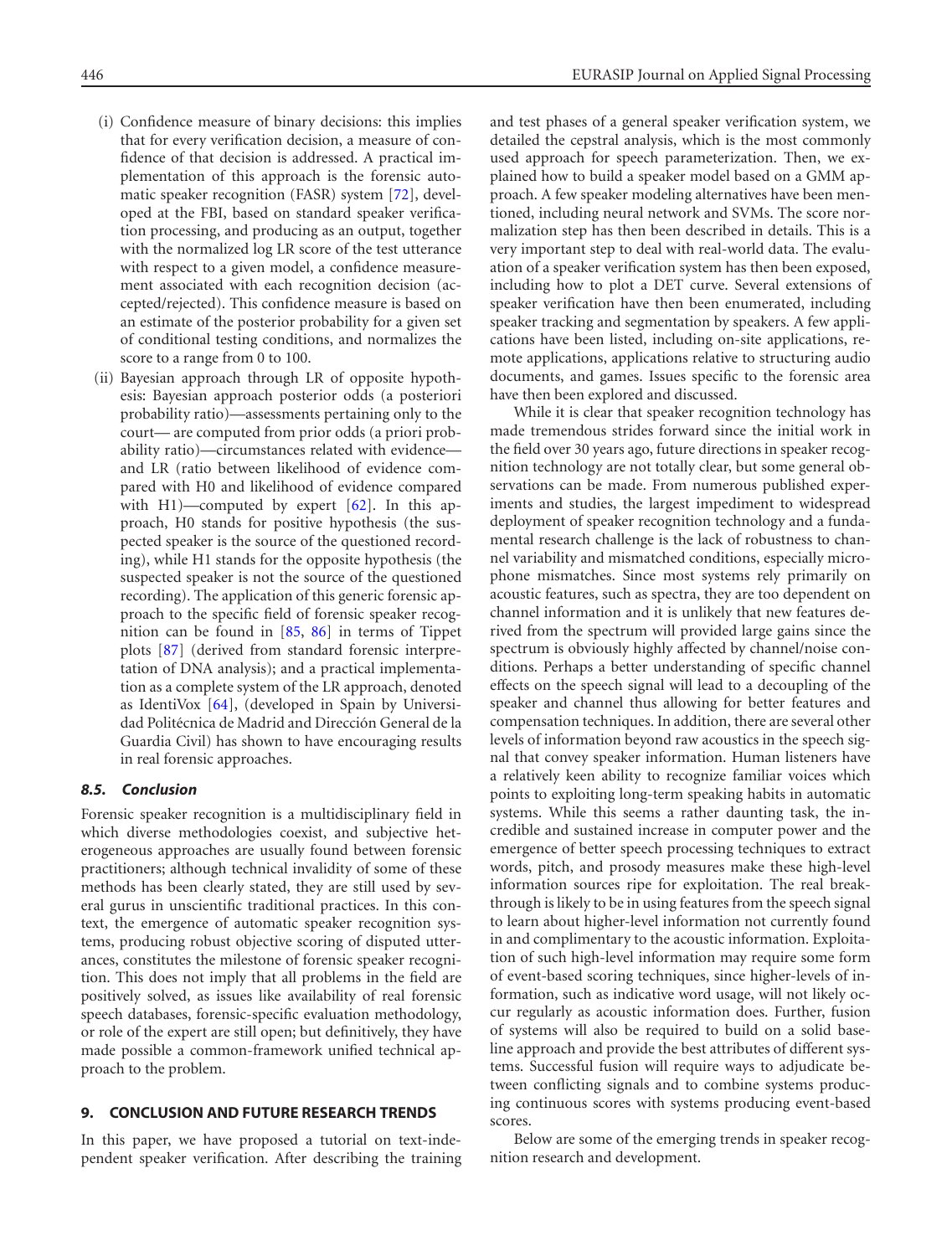(i) Confidence measure of binary decisions: this implies that for every verification decision, a measure of confidence of that decision is addressed. A practical implementation of this approach is the forensic automatic speaker recognition (FASR) system [72], developed at the FBI, based on standard speaker verification processing, and producing as an output, together with the normalized log LR score of the test utterance with respect to a given model, a confidence measurement associated with each recognition decision (accepted/rejected). This confidence measure is based on an estimate of the posterior probability for a given set of conditional testing conditions, and normalizes the score to a range from 0 to 100.

(ii) Bayesian approach through LR of opposite hypothesis: Bayesian approach posterior odds (a posteriori probability ratio)—assessments pertaining only to the court— are computed from prior odds (a priori probability ratio)—circumstances related with evidence— and LR (ratio between likelihood of evidence compared with H0 and likelihood of evidence compared with H1)—computed by expert [62]. In this approach, H0 stands for positive hypothesis (the suspected speaker is the source of the questioned recording), while H1 stands for the opposite hypothesis (the suspected speaker is not the source of the questioned recording). The application of this generic forensic approach to the specific field of forensic speaker recognition can be found in [85, 86] in terms of Tippet plots [87] (derived from standard forensic interpretation of DNA analysis); and a practical implementation as a complete system of the LR approach, denoted as IdentiVox [64], (developed in Spain by Universidad Politécnica de Madrid and Dirección General de la Guardia Civil) has shown to have encouraging results in real forensic approaches.

### *8.5. Conclusion*

Forensic speaker recognition is a multidisciplinary field in which diverse methodologies coexist, and subjective heterogeneous approaches are usually found between forensic practitioners; although technical invalidity of some of these methods has been clearly stated, they are still used by several gurus in unscientific traditional practices. In this context, the emergence of automatic speaker recognition systems, producing robust objective scoring of disputed utterances, constitutes the milestone of forensic speaker recognition. This does not imply that all problems in the field are positively solved, as issues like availability of real forensic speech databases, forensic-specific evaluation methodology, or role of the expert are still open; but definitively, they have made possible a common-framework unified technical approach to the problem.

## 9. CONCLUSION AND FUTURE RESEARCH TRENDS

In this paper, we have proposed a tutorial on text-independent speaker verification. After describing the training and test phases of a general speaker verification system, we detailed the cepstral analysis, which is the most commonly used approach for speech parameterization. Then, we explained how to build a speaker model based on a GMM approach. A few speaker modeling alternatives have been mentioned, including neural network and SVMs. The score normalization step has then been described in details. This is a very important step to deal with real-world data. The evaluation of a speaker verification system has then been exposed, including how to plot a DET curve. Several extensions of speaker verification have then been enumerated, including speaker tracking and segmentation by speakers. A few applications have been listed, including on-site applications, remote applications, applications relative to structuring audio documents, and games. Issues specific to the forensic area have then been explored and discussed.

While it is clear that speaker recognition technology has made tremendous strides forward since the initial work in the field over 30 years ago, future directions in speaker recognition technology are not totally clear, but some general observations can be made. From numerous published experiments and studies, the largest impediment to widespread deployment of speaker recognition technology and a fundamental research challenge is the lack of robustness to channel variability and mismatched conditions, especially microphone mismatches. Since most systems rely primarily on acoustic features, such as spectra, they are too dependent on channel information and it is unlikely that new features derived from the spectrum will provided large gains since the spectrum is obviously highly affected by channel/noise conditions. Perhaps a better understanding of specific channel effects on the speech signal will lead to a decoupling of the speaker and channel thus allowing for better features and compensation techniques. In addition, there are several other levels of information beyond raw acoustics in the speech signal that convey speaker information. Human listeners have a relatively keen ability to recognize familiar voices which points to exploiting long-term speaking habits in automatic systems. While this seems a rather daunting task, the incredible and sustained increase in computer power and the emergence of better speech processing techniques to extract words, pitch, and prosody measures make these high-level information sources ripe for exploitation. The real breakthrough is likely to be in using features from the speech signal to learn about higher-level information not currently found in and complimentary to the acoustic information. Exploitation of such high-level information may require some form of event-based scoring techniques, since higher-levels of information, such as indicative word usage, will not likely occur regularly as acoustic information does. Further, fusion of systems will also be required to build on a solid baseline approach and provide the best attributes of different systems. Successful fusion will require ways to adjudicate between conflicting signals and to combine systems producing continuous scores with systems producing event-based scores.

Below are some of the emerging trends in speaker recognition research and development.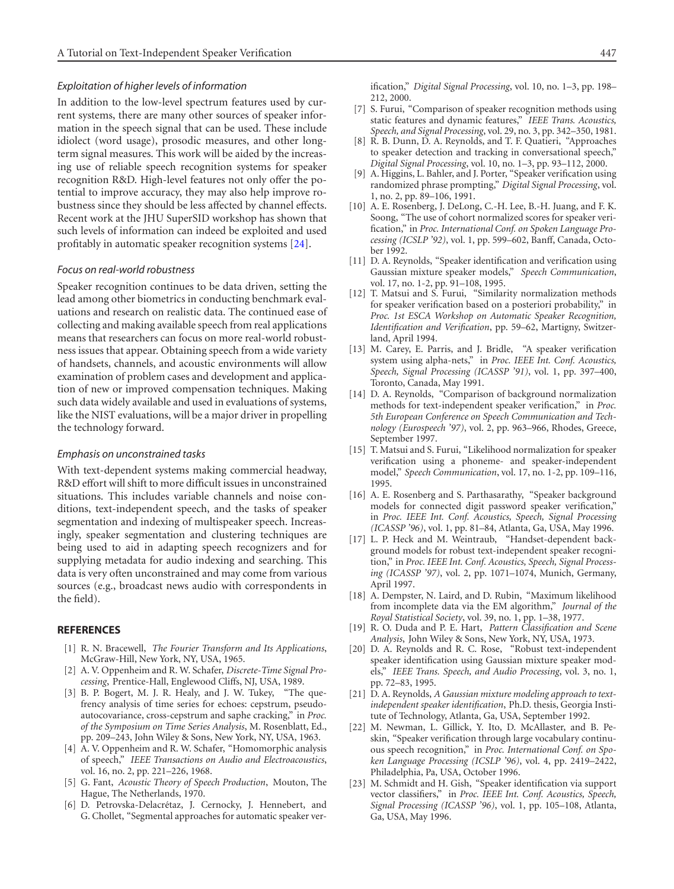### *Exploitation of higher levels of information*

In addition to the low-level spectrum features used by current systems, there are many other sources of speaker information in the speech signal that can be used. These include idiolect (word usage), prosodic measures, and other long-term signal measures. This work will be aided by the increasing use of reliable speech recognition systems for speaker recognition R&D. High-level features not only offer the potential to improve accuracy, they may also help improve robustness since they should be less affected by channel effects. Recent work at the JHU SuperSID workshop has shown that such levels of information can indeed be exploited and used profitably in automatic speaker recognition systems [24].

### *Focus on real-world robustness*

Speaker recognition continues to be data driven, setting the lead among other biometrics in conducting benchmark evaluations and research on realistic data. The continued ease of collecting and making available speech from real applications means that researchers can focus on more real-world robustness issues that appear. Obtaining speech from a wide variety of handsets, channels, and acoustic environments will allow examination of problem cases and development and application of new or improved compensation techniques. Making such data widely available and used in evaluations of systems, like the NIST evaluations, will be a major driver in propelling the technology forward.

### *Emphasis on unconstrained tasks*

With text-dependent systems making commercial headway, R&D effort will shift to more difficult issues in unconstrained situations. This includes variable channels and noise conditions, text-independent speech, and the tasks of speaker segmentation and indexing of multispeaker speech. Increasingly, speaker segmentation and clustering techniques are being used to aid in adapting speech recognizers and for supplying metadata for audio indexing and searching. This data is very often unconstrained and may come from various sources (e.g., broadcast news audio with correspondents in the field).

## REFERENCES

[1] R. N. Bracewell, *The Fourier Transform and Its Applications*, McGraw-Hill, New York, NY, USA, 1965.

[2] A. V. Oppenheim and R. W. Schafer, *Discrete-Time Signal Processing*, Prentice-Hall, Englewood Cliffs, NJ, USA, 1989.

[3] B. P. Bogert, M. J. R. Healy, and J. W. Tukey, "The quefrency analysis of time series for echoes: cepstrum, pseudo-autocovariance, cross-cepstrum and saphe cracking," in *Proc. of the Symposium on Time Series Analysis*, M. Rosenblatt, Ed., pp. 209–243, John Wiley & Sons, New York, NY, USA, 1963.

[4] A. V. Oppenheim and R. W. Schafer, "Homomorphic analysis of speech," *IEEE Transactions on Audio and Electroacoustics*, vol. 16, no. 2, pp. 221–226, 1968.

[5] G. Fant, *Acoustic Theory of Speech Production*, Mouton, The Hague, The Netherlands, 1970.

[6] D. Petrovska-Delacrétaz, J. Cernocky, J. Hennebert, and G. Chollet, "Segmental approaches for automatic speaker verification," *Digital Signal Processing*, vol. 10, no. 1–3, pp. 198–212, 2000.

[7] S. Furui, "Comparison of speaker recognition methods using static features and dynamic features," *IEEE Trans. Acoustics, Speech, and Signal Processing*, vol. 29, no. 3, pp. 342–350, 1981.

[8] R. B. Dunn, D. A. Reynolds, and T. F. Quatieri, "Approaches to speaker detection and tracking in conversational speech," *Digital Signal Processing*, vol. 10, no. 1–3, pp. 93–112, 2000.

[9] A. Higgins, L. Bahler, and J. Porter, "Speaker verification using randomized phrase prompting," *Digital Signal Processing*, vol. 1, no. 2, pp. 89–106, 1991.

[10] A. E. Rosenberg, J. DeLong, C.-H. Lee, B.-H. Juang, and F. K. Soong, "The use of cohort normalized scores for speaker verification," in *Proc. International Conf. on Spoken Language Processing (ICSLP '92)*, vol. 1, pp. 599–602, Banff, Canada, October 1992.

[11] D. A. Reynolds, "Speaker identification and verification using Gaussian mixture speaker models," *Speech Communication*, vol. 17, no. 1-2, pp. 91–108, 1995.

[12] T. Matsui and S. Furui, "Similarity normalization methods for speaker verification based on a posteriori probability," in *Proc. 1st ESCA Workshop on Automatic Speaker Recognition, Identification and Verification*, pp. 59–62, Martigny, Switzerland, April 1994.

[13] M. Carey, E. Parris, and J. Bridle, "A speaker verification system using alpha-nets," in *Proc. IEEE Int. Conf. Acoustics, Speech, Signal Processing (ICASSP '91)*, vol. 1, pp. 397–400, Toronto, Canada, May 1991.

[14] D. A. Reynolds, "Comparison of background normalization methods for text-independent speaker verification," in *Proc. 5th European Conference on Speech Communication and Technology (Eurospeech '97)*, vol. 2, pp. 963–966, Rhodes, Greece, September 1997.

[15] T. Matsui and S. Furui, "Likelihood normalization for speaker verification using a phoneme- and speaker-independent model," *Speech Communication*, vol. 17, no. 1-2, pp. 109–116, 1995.

[16] A. E. Rosenberg and S. Parthasarathy, "Speaker background models for connected digit password speaker verification," in *Proc. IEEE Int. Conf. Acoustics, Speech, Signal Processing (ICASSP '96)*, vol. 1, pp. 81–84, Atlanta, Ga, USA, May 1996.

[17] L. P. Heck and M. Weintraub, "Handset-dependent background models for robust text-independent speaker recognition," in *Proc. IEEE Int. Conf. Acoustics, Speech, Signal Processing (ICASSP '97)*, vol. 2, pp. 1071–1074, Munich, Germany, April 1997.

[18] A. Dempster, N. Laird, and D. Rubin, "Maximum likelihood from incomplete data via the EM algorithm," *Journal of the Royal Statistical Society*, vol. 39, no. 1, pp. 1–38, 1977.

[19] R. O. Duda and P. E. Hart, *Pattern Classification and Scene Analysis*, John Wiley & Sons, New York, NY, USA, 1973.

[20] D. A. Reynolds and R. C. Rose, "Robust text-independent speaker identification using Gaussian mixture speaker models," *IEEE Trans. Speech, and Audio Processing*, vol. 3, no. 1, pp. 72–83, 1995.

[21] D. A. Reynolds, *A Gaussian mixture modeling approach to text-independent speaker identification*, Ph.D. thesis, Georgia Institute of Technology, Atlanta, Ga, USA, September 1992.

[22] M. Newman, L. Gillick, Y. Ito, D. McAllaster, and B. Peskin, "Speaker verification through large vocabulary continuous speech recognition," in *Proc. International Conf. on Spoken Language Processing (ICSLP '96)*, vol. 4, pp. 2419–2422, Philadelphia, Pa, USA, October 1996.

[23] M. Schmidt and H. Gish, "Speaker identification via support vector classifiers," in *Proc. IEEE Int. Conf. Acoustics, Speech, Signal Processing (ICASSP '96)*, vol. 1, pp. 105–108, Atlanta, Ga, USA, May 1996.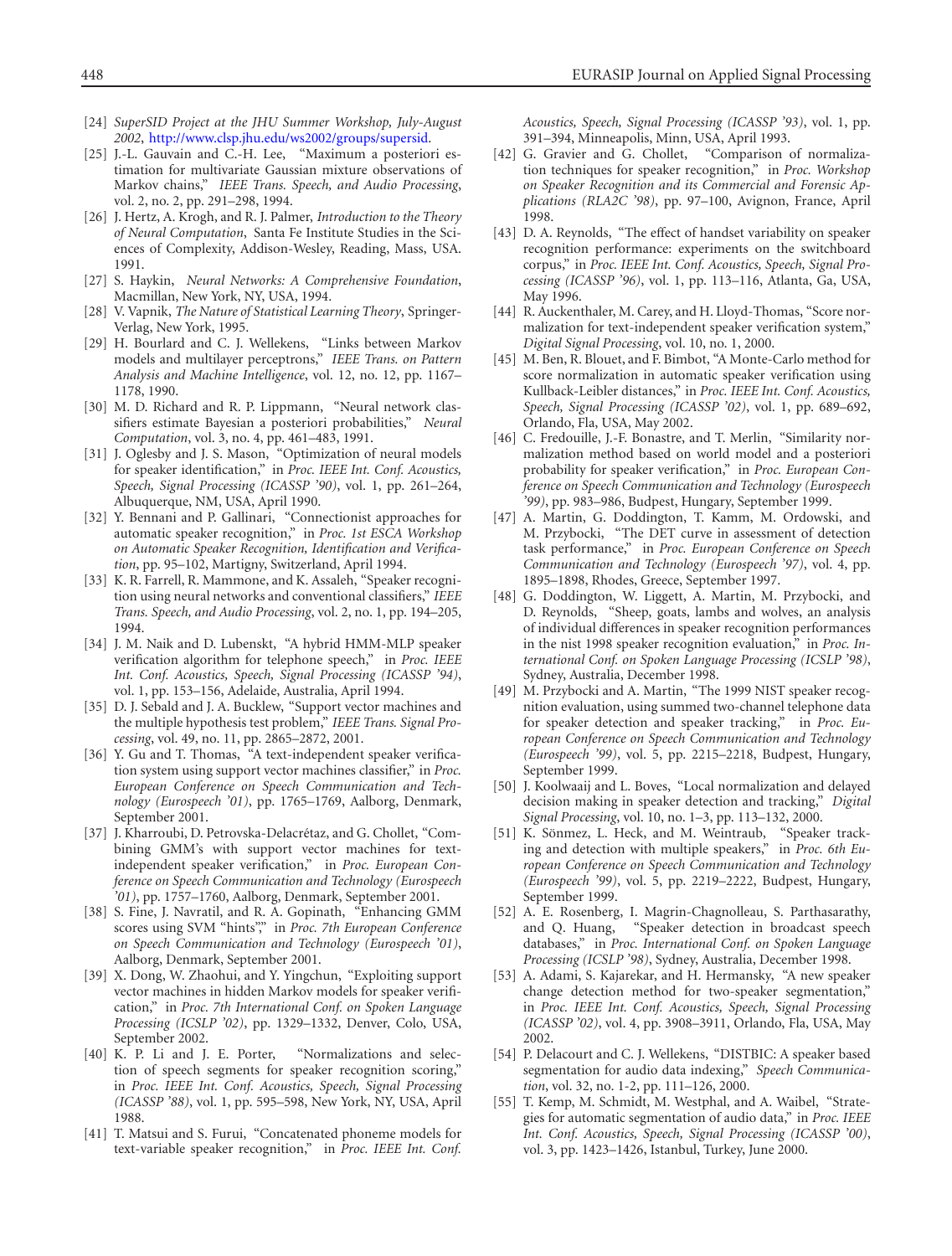[24] *SuperSID Project at the JHU Summer Workshop, July-August 2002*, http://www.clsp.jhu.edu/ws2002/groups/supersid.

[25] J.-L. Gauvain and C.-H. Lee, "Maximum a posteriori estimation for multivariate Gaussian mixture observations of Markov chains," *IEEE Trans. Speech, and Audio Processing*, vol. 2, no. 2, pp. 291–298, 1994.

[26] J. Hertz, A. Krogh, and R. J. Palmer, *Introduction to the Theory of Neural Computation*, Santa Fe Institute Studies in the Sciences of Complexity, Addison-Wesley, Reading, Mass, USA. 1991.

[27] S. Haykin, *Neural Networks: A Comprehensive Foundation*, Macmillan, New York, NY, USA, 1994.

[28] V. Vapnik, *The Nature of Statistical Learning Theory*, Springer-Verlag, New York, 1995.

[29] H. Bourlard and C. J. Wellekens, "Links between Markov models and multilayer perceptrons," *IEEE Trans. on Pattern Analysis and Machine Intelligence*, vol. 12, no. 12, pp. 1167–1178, 1990.

[30] M. D. Richard and R. P. Lippmann, "Neural network classifiers estimate Bayesian a posteriori probabilities," *Neural Computation*, vol. 3, no. 4, pp. 461–483, 1991.

[31] J. Oglesby and J. S. Mason, "Optimization of neural models for speaker identification," in *Proc. IEEE Int. Conf. Acoustics, Speech, Signal Processing (ICASSP '90)*, vol. 1, pp. 261–264, Albuquerque, NM, USA, April 1990.

[32] Y. Bennani and P. Gallinari, "Connectionist approaches for automatic speaker recognition," in *Proc. 1st ESCA Workshop on Automatic Speaker Recognition, Identification and Verification*, pp. 95–102, Martigny, Switzerland, April 1994.

[33] K. R. Farrell, R. Mammone, and K. Assaleh, "Speaker recognition using neural networks and conventional classifiers," *IEEE Trans. Speech, and Audio Processing*, vol. 2, no. 1, pp. 194–205, 1994.

[34] J. M. Naik and D. Lubenskt, "A hybrid HMM-MLP speaker verification algorithm for telephone speech," in *Proc. IEEE Int. Conf. Acoustics, Speech, Signal Processing (ICASSP '94)*, vol. 1, pp. 153–156, Adelaide, Australia, April 1994.

[35] D. J. Sebald and J. A. Bucklew, "Support vector machines and the multiple hypothesis test problem," *IEEE Trans. Signal Processing*, vol. 49, no. 11, pp. 2865–2872, 2001.

[36] Y. Gu and T. Thomas, "A text-independent speaker verification system using support vector machines classifier," in *Proc. European Conference on Speech Communication and Technology (Eurospeech '01)*, pp. 1765–1769, Aalborg, Denmark, September 2001.

[37] J. Kharroubi, D. Petrovska-Delacrétaz, and G. Chollet, "Combining GMM's with support vector machines for text-independent speaker verification," in *Proc. European Conference on Speech Communication and Technology (Eurospeech '01)*, pp. 1757–1760, Aalborg, Denmark, September 2001.

[38] S. Fine, J. Navratil, and R. A. Gopinath, "Enhancing GMM scores using SVM "hints"," in *Proc. 7th European Conference on Speech Communication and Technology (Eurospeech '01)*, Aalborg, Denmark, September 2001.

[39] X. Dong, W. Zhaohui, and Y. Yingchun, "Exploiting support vector machines in hidden Markov models for speaker verification," in *Proc. 7th International Conf. on Spoken Language Processing (ICSLP '02)*, pp. 1329–1332, Denver, Colo, USA, September 2002.

[40] K. P. Li and J. E. Porter, "Normalizations and selection of speech segments for speaker recognition scoring," in *Proc. IEEE Int. Conf. Acoustics, Speech, Signal Processing (ICASSP '88)*, vol. 1, pp. 595–598, New York, NY, USA, April 1988.

[41] T. Matsui and S. Furui, "Concatenated phoneme models for text-variable speaker recognition," in *Proc. IEEE Int. Conf. Acoustics, Speech, Signal Processing (ICASSP '93)*, vol. 1, pp. 391–394, Minneapolis, Minn, USA, April 1993.

[42] G. Gravier and G. Chollet, "Comparison of normalization techniques for speaker recognition," in *Proc. Workshop on Speaker Recognition and its Commercial and Forensic Applications (RLA2C '98)*, pp. 97–100, Avignon, France, April 1998.

[43] D. A. Reynolds, "The effect of handset variability on speaker recognition performance: experiments on the switchboard corpus," in *Proc. IEEE Int. Conf. Acoustics, Speech, Signal Processing (ICASSP '96)*, vol. 1, pp. 113–116, Atlanta, Ga, USA, May 1996.

[44] R. Auckenthaler, M. Carey, and H. Lloyd-Thomas, "Score normalization for text-independent speaker verification system," *Digital Signal Processing*, vol. 10, no. 1, 2000.

[45] M. Ben, R. Blouet, and F. Bimbot, "A Monte-Carlo method for score normalization in automatic speaker verification using Kullback-Leibler distances," in *Proc. IEEE Int. Conf. Acoustics, Speech, Signal Processing (ICASSP '02)*, vol. 1, pp. 689–692, Orlando, Fla, USA, May 2002.

[46] C. Fredouille, J.-F. Bonastre, and T. Merlin, "Similarity normalization method based on world model and a posteriori probability for speaker verification," in *Proc. European Conference on Speech Communication and Technology (Eurospeech '99)*, pp. 983–986, Budpest, Hungary, September 1999.

[47] A. Martin, G. Doddington, T. Kamm, M. Ordowski, and M. Przybocki, "The DET curve in assessment of detection task performance," in *Proc. European Conference on Speech Communication and Technology (Eurospeech '97)*, vol. 4, pp. 1895–1898, Rhodes, Greece, September 1997.

[48] G. Doddington, W. Liggett, A. Martin, M. Przybocki, and D. Reynolds, "Sheep, goats, lambs and wolves, an analysis of individual differences in speaker recognition performances in the nist 1998 speaker recognition evaluation," in *Proc. International Conf. on Spoken Language Processing (ICSLP '98)*, Sydney, Australia, December 1998.

[49] M. Przybocki and A. Martin, "The 1999 NIST speaker recognition evaluation, using summed two-channel telephone data for speaker detection and speaker tracking," in *Proc. European Conference on Speech Communication and Technology (Eurospeech '99)*, vol. 5, pp. 2215–2218, Budpest, Hungary, September 1999.

[50] J. Koolwaaij and L. Boves, "Local normalization and delayed decision making in speaker detection and tracking," *Digital Signal Processing*, vol. 10, no. 1–3, pp. 113–132, 2000.

[51] K. Sönmez, L. Heck, and M. Weintraub, "Speaker tracking and detection with multiple speakers," in *Proc. 6th European Conference on Speech Communication and Technology (Eurospeech '99)*, vol. 5, pp. 2219–2222, Budpest, Hungary, September 1999.

[52] A. E. Rosenberg, I. Magrin-Chagnolleau, S. Parthasarathy, and Q. Huang, "Speaker detection in broadcast speech databases," in *Proc. International Conf. on Spoken Language Processing (ICSLP '98)*, Sydney, Australia, December 1998.

[53] A. Adami, S. Kajarekar, and H. Hermansky, "A new speaker change detection method for two-speaker segmentation," in *Proc. IEEE Int. Conf. Acoustics, Speech, Signal Processing (ICASSP '02)*, vol. 4, pp. 3908–3911, Orlando, Fla, USA, May 2002.

[54] P. Delacourt and C. J. Wellekens, "DISTBIC: A speaker based segmentation for audio data indexing," *Speech Communication*, vol. 32, no. 1-2, pp. 111–126, 2000.

[55] T. Kemp, M. Schmidt, M. Westphal, and A. Waibel, "Strategies for automatic segmentation of audio data," in *Proc. IEEE Int. Conf. Acoustics, Speech, Signal Processing (ICASSP '00)*, vol. 3, pp. 1423–1426, Istanbul, Turkey, June 2000.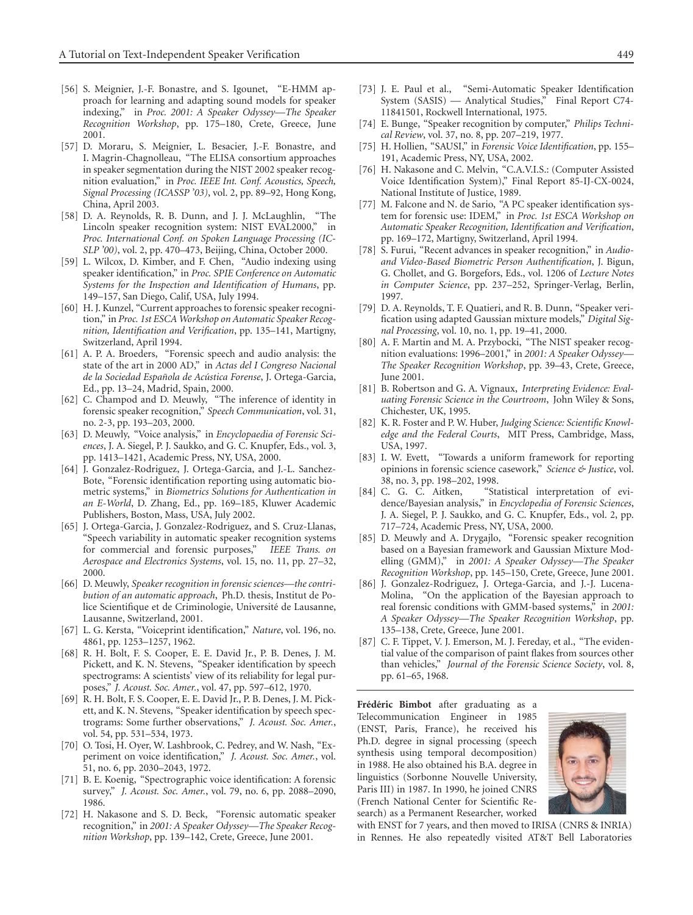[56] S. Meignier, J.-F. Bonastre, and S. Igounet, "E-HMM approach for learning and adapting sound models for speaker indexing," in *Proc. 2001: A Speaker Odyssey—The Speaker Recognition Workshop*, pp. 175–180, Crete, Greece, June 2001.

[57] D. Moraru, S. Meignier, L. Besacier, J.-F. Bonastre, and I. Magrin-Chagnolleau, "The ELISA consortium approaches in speaker segmentation during the NIST 2002 speaker recognition evaluation," in *Proc. IEEE Int. Conf. Acoustics, Speech, Signal Processing (ICASSP '03)*, vol. 2, pp. 89–92, Hong Kong, China, April 2003.

[58] D. A. Reynolds, R. B. Dunn, and J. J. McLaughlin, "The Lincoln speaker recognition system: NIST EVAL2000," in *Proc. International Conf. on Spoken Language Processing (ICSLP '00)*, vol. 2, pp. 470–473, Beijing, China, October 2000.

[59] L. Wilcox, D. Kimber, and F. Chen, "Audio indexing using speaker identification," in *Proc. SPIE Conference on Automatic Systems for the Inspection and Identification of Humans*, pp. 149–157, San Diego, Calif, USA, July 1994.

[60] H. J. Kunzel, "Current approaches to forensic speaker recognition," in *Proc. 1st ESCA Workshop on Automatic Speaker Recognition, Identification and Verification*, pp. 135–141, Martigny, Switzerland, April 1994.

[61] A. P. A. Broeders, "Forensic speech and audio analysis: the state of the art in 2000 AD," in *Actas del I Congreso Nacional de la Sociedad Española de Acústica Forense*, J. Ortega-Garcia, Ed., pp. 13–24, Madrid, Spain, 2000.

[62] C. Champod and D. Meuwly, "The inference of identity in forensic speaker recognition," *Speech Communication*, vol. 31, no. 2-3, pp. 193–203, 2000.

[63] D. Meuwly, "Voice analysis," in *Encyclopaedia of Forensic Sciences*, J. A. Siegel, P. J. Saukko, and G. C. Knupfer, Eds., vol. 3, pp. 1413–1421, Academic Press, NY, USA, 2000.

[64] J. Gonzalez-Rodriguez, J. Ortega-Garcia, and J.-L. Sanchez-Bote, "Forensic identification reporting using automatic biometric systems," in *Biometrics Solutions for Authentication in an E-World*, D. Zhang, Ed., pp. 169–185, Kluwer Academic Publishers, Boston, Mass, USA, July 2002.

[65] J. Ortega-Garcia, J. Gonzalez-Rodriguez, and S. Cruz-Llanas, "Speech variability in automatic speaker recognition systems for commercial and forensic purposes," *IEEE Trans. on Aerospace and Electronics Systems*, vol. 15, no. 11, pp. 27–32, 2000.

[66] D. Meuwly, *Speaker recognition in forensic sciences—the contribution of an automatic approach*, Ph.D. thesis, Institut de Police Scientifique et de Criminologie, Université de Lausanne, Lausanne, Switzerland, 2001.

[67] L. G. Kersta, "Voiceprint identification," *Nature*, vol. 196, no. 4861, pp. 1253–1257, 1962.

[68] R. H. Bolt, F. S. Cooper, E. E. David Jr., P. B. Denes, J. M. Pickett, and K. N. Stevens, "Speaker identification by speech spectrograms: A scientists' view of its reliability for legal purposes," *J. Acoust. Soc. Amer.*, vol. 47, pp. 597–612, 1970.

[69] R. H. Bolt, F. S. Cooper, E. E. David Jr., P. B. Denes, J. M. Pickett, and K. N. Stevens, "Speaker identification by speech spectrograms: Some further observations," *J. Acoust. Soc. Amer.*, vol. 54, pp. 531–534, 1973.

[70] O. Tosi, H. Oyer, W. Lashbrook, C. Pedrey, and W. Nash, "Experiment on voice identification," *J. Acoust. Soc. Amer.*, vol. 51, no. 6, pp. 2030–2043, 1972.

[71] B. E. Koenig, "Spectrographic voice identification: A forensic survey," *J. Acoust. Soc. Amer.*, vol. 79, no. 6, pp. 2088–2090, 1986.

[72] H. Nakasone and S. D. Beck, "Forensic automatic speaker recognition," in *2001: A Speaker Odyssey—The Speaker Recognition Workshop*, pp. 139–142, Crete, Greece, June 2001.

[73] J. E. Paul et al., "Semi-Automatic Speaker Identification System (SASIS) — Analytical Studies," Final Report C74-11841501, Rockwell International, 1975.

[74] E. Bunge, "Speaker recognition by computer," *Philips Technical Review*, vol. 37, no. 8, pp. 207–219, 1977.

[75] H. Hollien, "SAUSI," in *Forensic Voice Identification*, pp. 155–191, Academic Press, NY, USA, 2002.

[76] H. Nakasone and C. Melvin, "C.A.V.I.S.: (Computer Assisted Voice Identification System)," Final Report 85-IJ-CX-0024, National Institute of Justice, 1989.

[77] M. Falcone and N. de Sario, "A PC speaker identification system for forensic use: IDEM," in *Proc. 1st ESCA Workshop on Automatic Speaker Recognition, Identification and Verification*, pp. 169–172, Martigny, Switzerland, April 1994.

[78] S. Furui, "Recent advances in speaker recognition," in *Audio- and Video-Based Biometric Person Authentification*, J. Bigun, G. Chollet, and G. Borgefors, Eds., vol. 1206 of *Lecture Notes in Computer Science*, pp. 237–252, Springer-Verlag, Berlin, 1997.

[79] D. A. Reynolds, T. F. Quatieri, and R. B. Dunn, "Speaker verification using adapted Gaussian mixture models," *Digital Signal Processing*, vol. 10, no. 1, pp. 19–41, 2000.

[80] A. F. Martin and M. A. Przybocki, "The NIST speaker recognition evaluations: 1996–2001," in *2001: A Speaker Odyssey—The Speaker Recognition Workshop*, pp. 39–43, Crete, Greece, June 2001.

[81] B. Robertson and G. A. Vignaux, *Interpreting Evidence: Evaluating Forensic Science in the Courtroom*, John Wiley & Sons, Chichester, UK, 1995.

[82] K. R. Foster and P. W. Huber, *Judging Science: Scientific Knowledge and the Federal Courts*, MIT Press, Cambridge, Mass, USA, 1997.

[83] I. W. Evett, "Towards a uniform framework for reporting opinions in forensic science casework," *Science & Justice*, vol. 38, no. 3, pp. 198–202, 1998.

[84] C. G. G. Aitken, "Statistical interpretation of evidence/Bayesian analysis," in *Encyclopedia of Forensic Sciences*, J. A. Siegel, P. J. Saukko, and G. C. Knupfer, Eds., vol. 2, pp. 717–724, Academic Press, NY, USA, 2000.

[85] D. Meuwly and A. Drygajlo, "Forensic speaker recognition based on a Bayesian framework and Gaussian Mixture Modelling (GMM)," in *2001: A Speaker Odyssey—The Speaker Recognition Workshop*, pp. 145–150, Crete, Greece, June 2001.

[86] J. Gonzalez-Rodriguez, J. Ortega-Garcia, and J.-J. Lucena-Molina, "On the application of the Bayesian approach to real forensic conditions with GMM-based systems," in *2001: A Speaker Odyssey—The Speaker Recognition Workshop*, pp. 135–138, Crete, Greece, June 2001.

[87] C. F. Tippet, V. J. Emerson, M. J. Fereday, et al., "The evidential value of the comparison of paint flakes from sources other than vehicles," *Journal of the Forensic Science Society*, vol. 8, pp. 61–65, 1968.

**Frédéric Bimbot** after graduating as a Telecommunication Engineer in 1985 (ENST, Paris, France), he received his Ph.D. degree in signal processing (speech synthesis using temporal decomposition) in 1988. He also obtained his B.A. degree in linguistics (Sorbonne Nouvelle University, Paris III) in 1987. In 1990, he joined CNRS (French National Center for Scientific Research) as a Permanent Researcher, worked with ENST for 7 years, and then moved to IRISA (CNRS & INRIA) in Rennes. He also repeatedly visited AT&T Bell Laboratories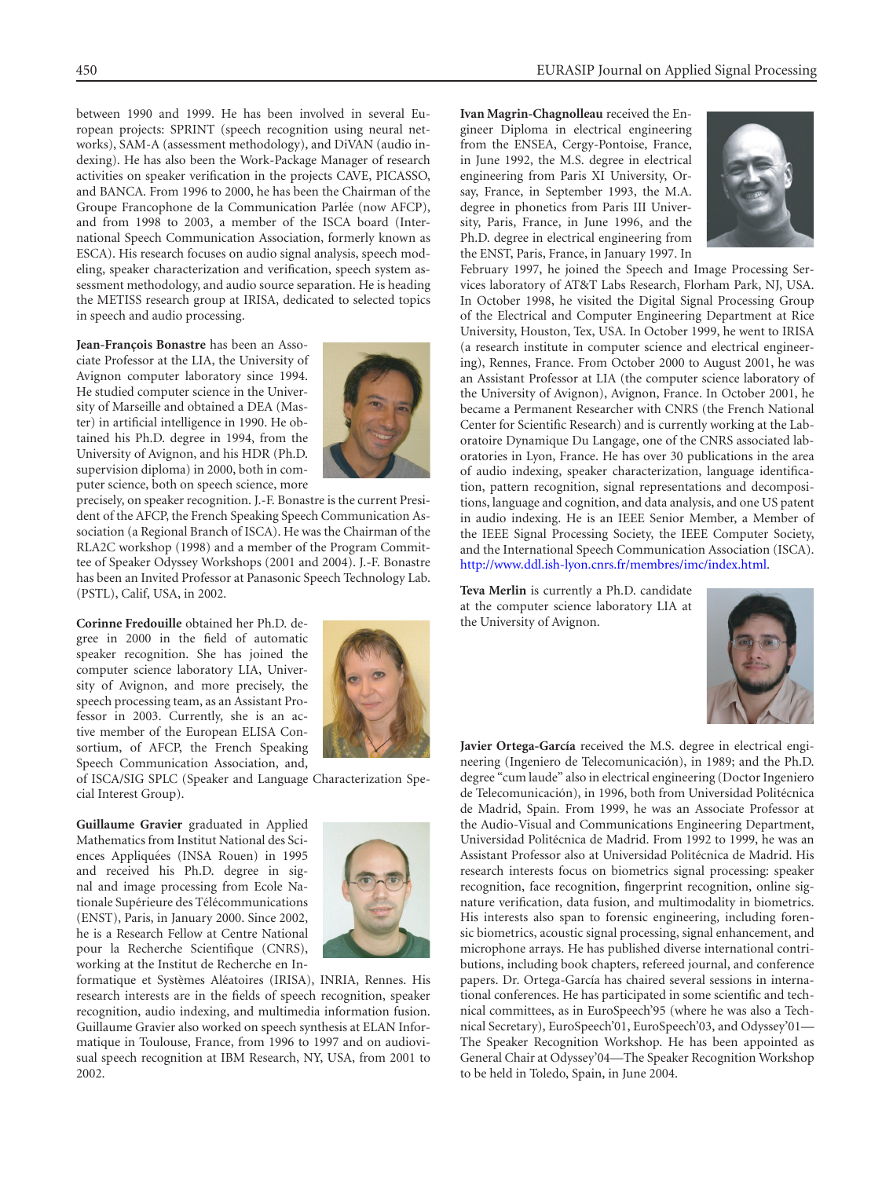between 1990 and 1999. He has been involved in several European projects: SPRINT (speech recognition using neural networks), SAM-A (assessment methodology), and DiVAN (audio indexing). He has also been the Work-Package Manager of research activities on speaker verification in the projects CAVE, PICASSO, and BANCA. From 1996 to 2000, he has been the Chairman of the Groupe Francophone de la Communication Parlée (now AFCP), and from 1998 to 2003, a member of the ISCA board (International Speech Communication Association, formerly known as ESCA). His research focuses on audio signal analysis, speech modeling, speaker characterization and verification, speech system assessment methodology, and audio source separation. He is heading the METISS research group at IRISA, dedicated to selected topics in speech and audio processing.

**Jean-François Bonastre** has been an Associate Professor at the LIA, the University of Avignon computer laboratory since 1994. He studied computer science in the University of Marseille and obtained a DEA (Master) in artificial intelligence in 1990. He obtained his Ph.D. degree in 1994, from the University of Avignon, and his HDR (Ph.D. supervision diploma) in 2000, both in computer science, both on speech science, more precisely, on speaker recognition. J.-F. Bonastre is the current President of the AFCP, the French Speaking Speech Communication Association (a Regional Branch of ISCA). He was the Chairman of the RLA2C workshop (1998) and a member of the Program Committee of Speaker Odyssey Workshops (2001 and 2004). J.-F. Bonastre has been an Invited Professor at Panasonic Speech Technology Lab. (PSTL), Calif, USA, in 2002.

**Corinne Fredouille** obtained her Ph.D. degree in 2000 in the field of automatic speaker recognition. She has joined the computer science laboratory LIA, University of Avignon, and more precisely, the speech processing team, as an Assistant Professor in 2003. Currently, she is an active member of the European ELISA Consortium, of AFCP, the French Speaking Speech Communication Association, and, of ISCA/SIG SPLC (Speaker and Language Characterization Special Interest Group).

**Guillaume Gravier** graduated in Applied Mathematics from Institut National des Sciences Appliquées (INSA Rouen) in 1995 and received his Ph.D. degree in signal and image processing from Ecole Nationale Supérieure des Télécommunications (ENST), Paris, in January 2000. Since 2002, he is a Research Fellow at Centre National pour la Recherche Scientifique (CNRS), working at the Institut de Recherche en Informatique et Systèmes Aléatoires (IRISA), INRIA, Rennes. His research interests are in the fields of speech recognition, speaker recognition, audio indexing, and multimedia information fusion. Guillaume Gravier also worked on speech synthesis at ELAN Informatique in Toulouse, France, from 1996 to 1997 and on audiovisual speech recognition at IBM Research, NY, USA, from 2001 to 2002.

**Ivan Magrin-Chagnolleau** received the Engineer Diploma in electrical engineering from the ENSEA, Cergy-Pontoise, France, in June 1992, the M.S. degree in electrical engineering from Paris XI University, Orsay, France, in September 1993, the M.A. degree in phonetics from Paris III University, Paris, France, in June 1996, and the Ph.D. degree in electrical engineering from the ENST, Paris, France, in January 1997. In February 1997, he joined the Speech and Image Processing Services laboratory of AT&T Labs Research, Florham Park, NJ, USA. In October 1998, he visited the Digital Signal Processing Group of the Electrical and Computer Engineering Department at Rice University, Houston, Tex, USA. In October 1999, he went to IRISA (a research institute in computer science and electrical engineering), Rennes, France. From October 2000 to August 2001, he was an Assistant Professor at LIA (the computer science laboratory of the University of Avignon), Avignon, France. In October 2001, he became a Permanent Researcher with CNRS (the French National Center for Scientific Research) and is currently working at the Laboratoire Dynamique Du Langage, one of the CNRS associated laboratories in Lyon, France. He has over 30 publications in the area of audio indexing, speaker characterization, language identification, pattern recognition, signal representations and decompositions, language and cognition, and data analysis, and one US patent in audio indexing. He is an IEEE Senior Member, a Member of the IEEE Signal Processing Society, the IEEE Computer Society, and the International Speech Communication Association (ISCA). http://www.ddl.ish-lyon.cnrs.fr/membres/imc/index.html.

**Teva Merlin** is currently a Ph.D. candidate at the computer science laboratory LIA at the University of Avignon.

**Javier Ortega-García** received the M.S. degree in electrical engineering (Ingeniero de Telecomunicación), in 1989; and the Ph.D. degree "cum laude" also in electrical engineering (Doctor Ingeniero de Telecomunicación), in 1996, both from Universidad Politécnica de Madrid, Spain. From 1999, he was an Associate Professor at the Audio-Visual and Communications Engineering Department, Universidad Politécnica de Madrid. From 1992 to 1999, he was an Assistant Professor also at Universidad Politécnica de Madrid. His research interests focus on biometrics signal processing: speaker recognition, face recognition, fingerprint recognition, online signature verification, data fusion, and multimodality in biometrics. His interests also span to forensic engineering, including forensic biometrics, acoustic signal processing, signal enhancement, and microphone arrays. He has published diverse international contributions, including book chapters, refereed journal, and conference papers. Dr. Ortega-García has chaired several sessions in international conferences. He has participated in some scientific and technical committees, as in EuroSpeech'95 (where he was also a Technical Secretary), EuroSpeech'01, EuroSpeech'03, and Odyssey'01—The Speaker Recognition Workshop. He has been appointed as General Chair at Odyssey'04—The Speaker Recognition Workshop to be held in Toledo, Spain, in June 2004.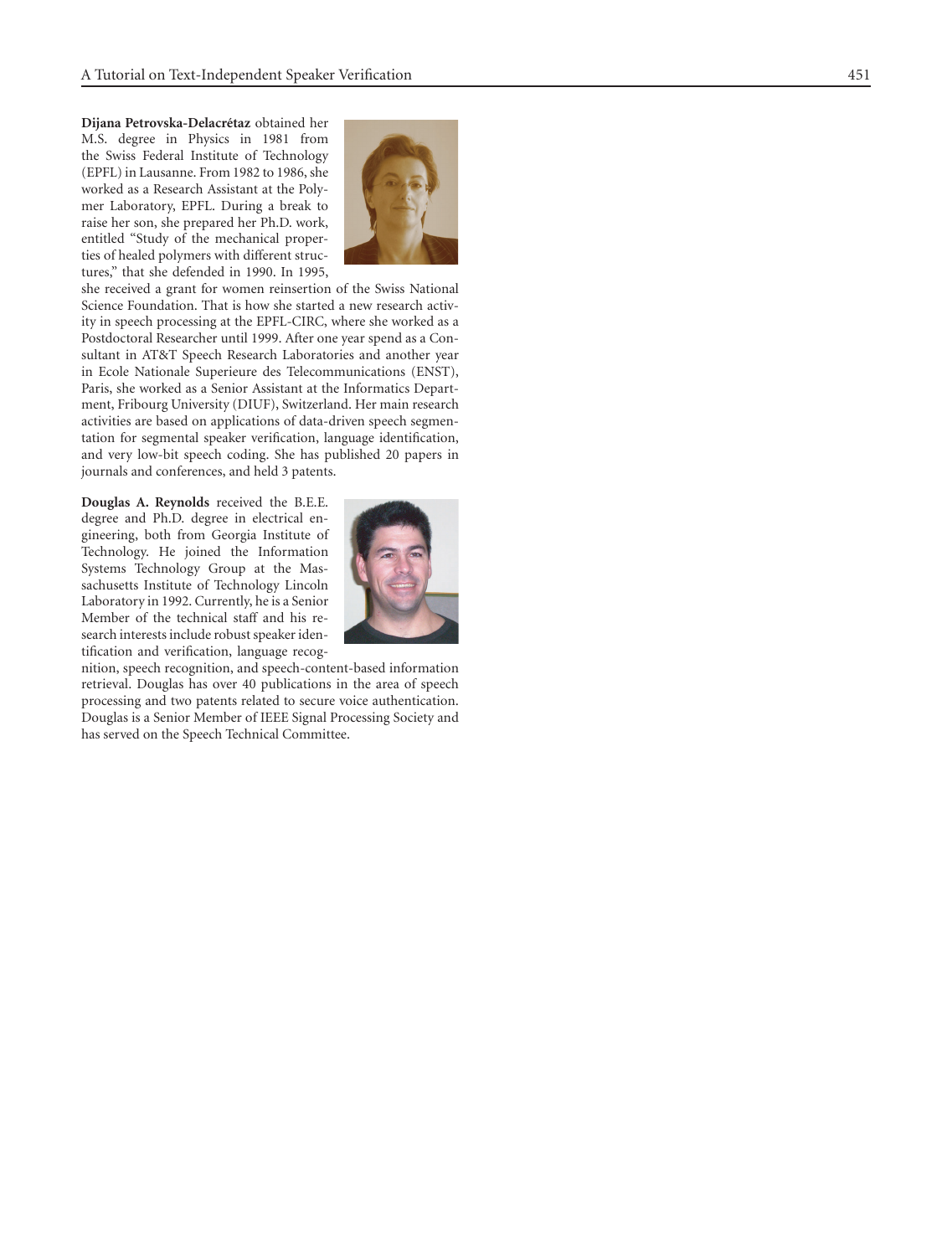**Dijana Petrovska-Delacrétaz** obtained her M.S. degree in Physics in 1981 from the Swiss Federal Institute of Technology (EPFL) in Lausanne. From 1982 to 1986, she worked as a Research Assistant at the Polymer Laboratory, EPFL. During a break to raise her son, she prepared her Ph.D. work, entitled "Study of the mechanical properties of healed polymers with different structures," that she defended in 1990. In 1995, she received a grant for women reinsertion of the Swiss National Science Foundation. That is how she started a new research activity in speech processing at the EPFL-CIRC, where she worked as a Postdoctoral Researcher until 1999. After one year spend as a Consultant in AT&T Speech Research Laboratories and another year in Ecole Nationale Superieure des Telecommunications (ENST), Paris, she worked as a Senior Assistant at the Informatics Department, Fribourg University (DIUF), Switzerland. Her main research activities are based on applications of data-driven speech segmentation for segmental speaker verification, language identification, and very low-bit speech coding. She has published 20 papers in journals and conferences, and held 3 patents.

**Douglas A. Reynolds** received the B.E.E. degree and Ph.D. degree in electrical engineering, both from Georgia Institute of Technology. He joined the Information Systems Technology Group at the Massachusetts Institute of Technology Lincoln Laboratory in 1992. Currently, he is a Senior Member of the technical staff and his research interests include robust speaker identification and verification, language recognition, speech recognition, and speech-content-based information retrieval. Douglas has over 40 publications in the area of speech processing and two patents related to secure voice authentication. Douglas is a Senior Member of IEEE Signal Processing Society and has served on the Speech Technical Committee.